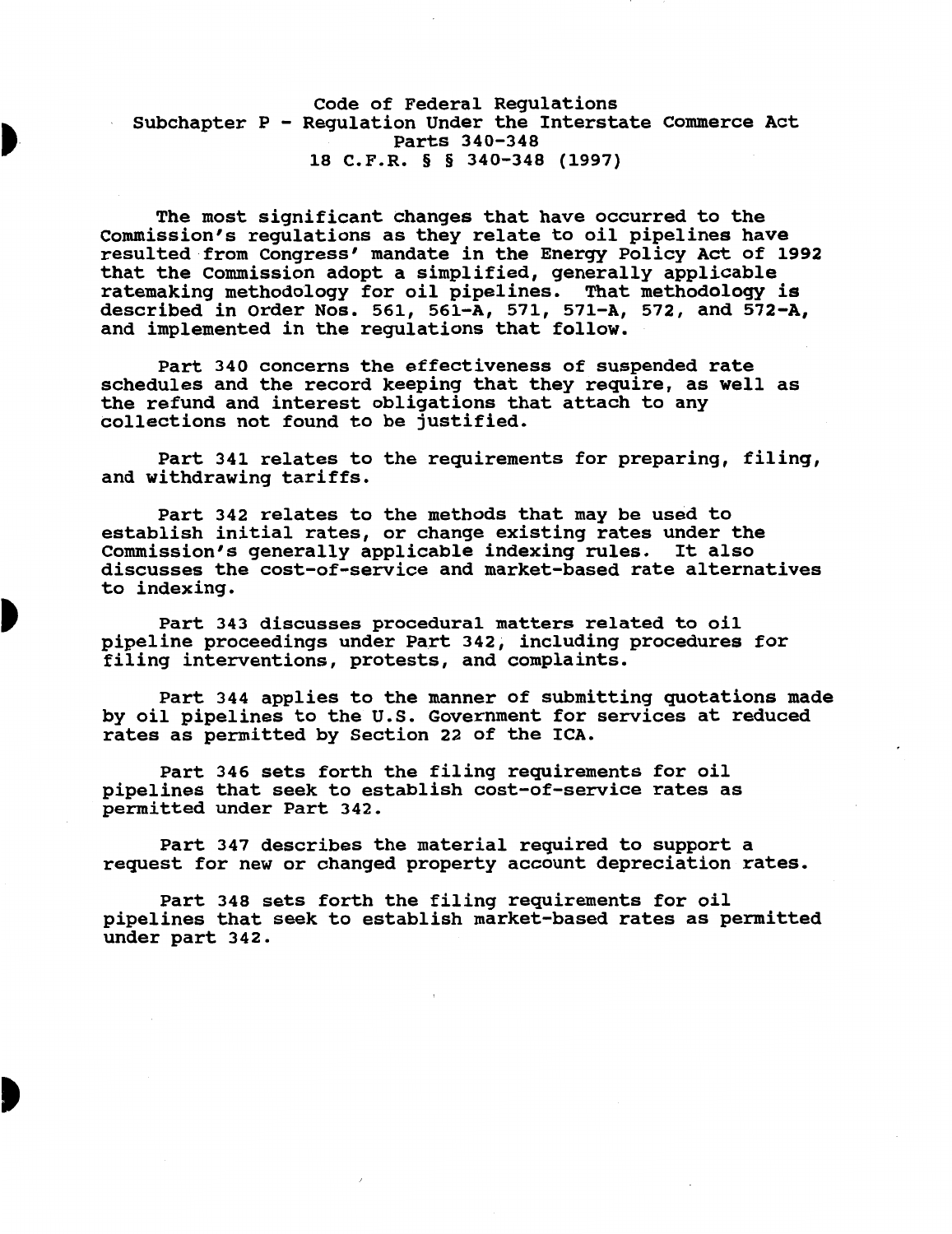# Code of Federal Regulations
## Subchapter P - Regulation Under the Interstate Commerce Act
## Parts 340-348
## 18 C.F.R. § § 340-348 (1997)

The most significant changes that have occurred to the Commission's regulations as they relate to oil pipelines have resulted from Congress' mandate in the Energy Policy Act of 1992 that the Commission adopt a simplified, generally applicable ratemaking methodology for oil pipelines. That methodology is described in Order Nos. 561, 561-A, 571, 571-A, 572, and 572-A, and implemented in the regulations that follow.

Part 340 concerns the effectiveness of suspended rate schedules and the record keeping that they require, as well as the refund and interest obligations that attach to any collections not found to be justified.

Part 341 relates to the requirements for preparing, filing, and withdrawing tariffs.

Part 342 relates to the methods that may be used to establish initial rates, or change existing rates under the Commission's generally applicable indexing rules. It also discusses the cost-of-service and market-based rate alternatives to indexing.

Part 343 discusses procedural matters related to oil pipeline proceedings under Part 342, including procedures for filing interventions, protests, and complaints.

Part 344 applies to the manner of submitting quotations made by oil pipelines to the U.S. Government for services at reduced rates as permitted by Section 22 of the ICA.

Part 346 sets forth the filing requirements for oil pipelines that seek to establish cost-of-service rates as permitted under Part 342.

Part 347 describes the material required to support a request for new or changed property account depreciation rates.

Part 348 sets forth the filing requirements for oil pipelines that seek to establish market-based rates as permitted under part 342.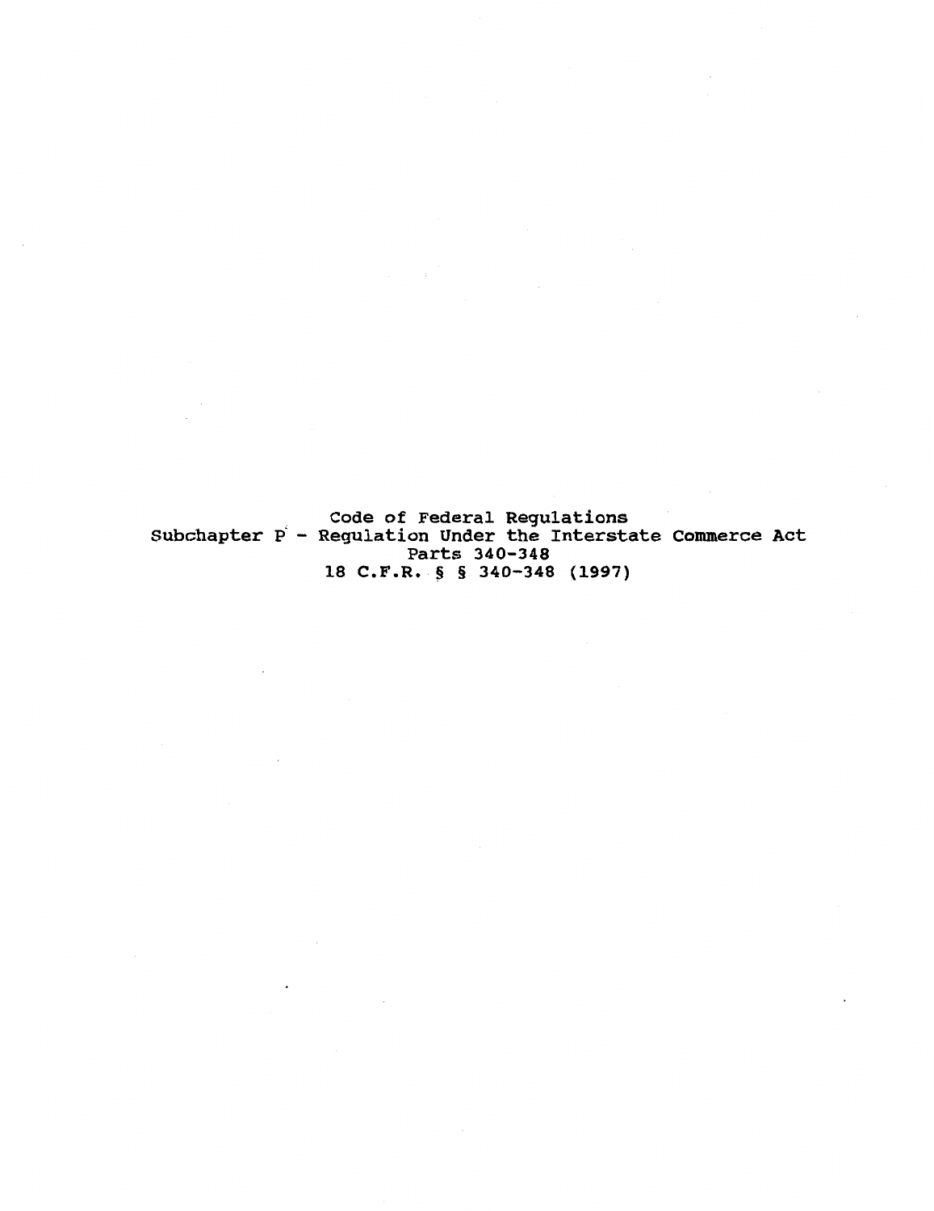Code of Federal Regulations

Subchapter P - Regulation Under the Interstate Commerce Act

Parts 340-348

18 C.F.R. § § 340-348 (1997)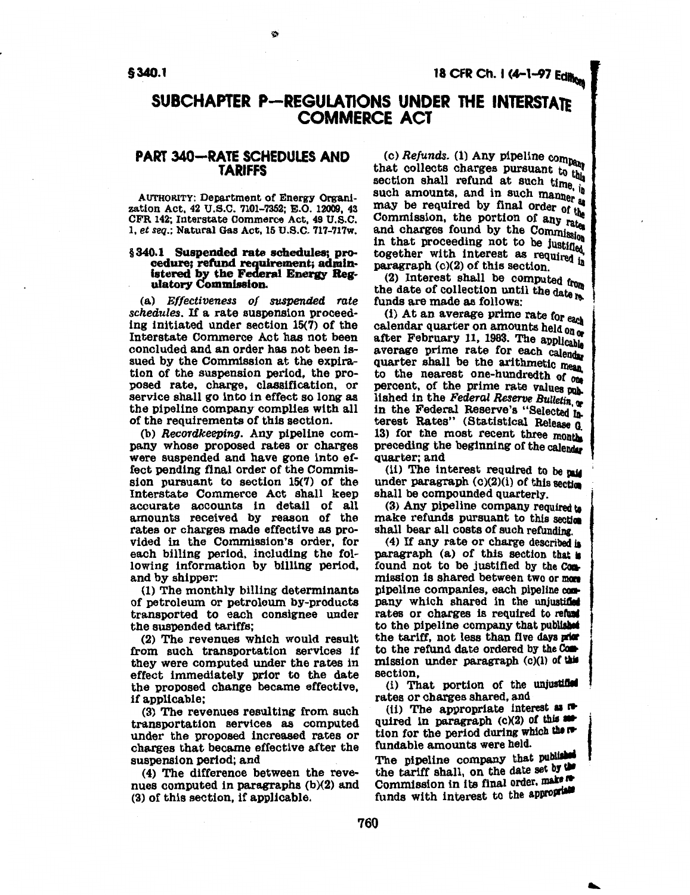# SUBCHAPTER P—REGULATIONS UNDER THE INTERSTATE COMMERCE ACT

## PART 340—RATE SCHEDULES AND TARIFFS

AUTHORITY: Department of Energy Organization Act, 42 U.S.C. 7101–7352; E.O. 12009, 43 CFR 142; Interstate Commerce Act, 49 U.S.C. 1, *et seq.*; Natural Gas Act, 15 U.S.C. 717–717w.

### § 340.1 Suspended rate schedules; procedure; refund requirement; administered by the Federal Energy Regulatory Commission.

(a) *Effectiveness of suspended rate schedules.* If a rate suspension proceeding initiated under section 15(7) of the Interstate Commerce Act has not been concluded and an order has not been issued by the Commission at the expiration of the suspension period, the proposed rate, charge, classification, or service shall go into in effect so long as the pipeline company complies with all of the requirements of this section.

(b) *Recordkeeping.* Any pipeline company whose proposed rates or charges were suspended and have gone into effect pending final order of the Commission pursuant to section 15(7) of the Interstate Commerce Act shall keep accurate accounts in detail of all amounts received by reason of the rates or charges made effective as provided in the Commission's order, for each billing period, including the following information by billing period, and by shipper:

(1) The monthly billing determinants of petroleum or petroleum by-products transported to each consignee under the suspended tariffs;

(2) The revenues which would result from such transportation services if they were computed under the rates in effect immediately prior to the date the proposed change became effective, if applicable;

(3) The revenues resulting from such transportation services as computed under the proposed increased rates or charges that became effective after the suspension period; and

(4) The difference between the revenues computed in paragraphs (b)(2) and (3) of this section, if applicable.

(c) *Refunds.* (1) Any pipeline company that collects charges pursuant to this section shall refund at such time, in such amounts, and in such manner as may be required by final order of the Commission, the portion of any rates and charges found by the Commission in that proceeding not to be justified, together with interest as required in paragraph (c)(2) of this section.

(2) Interest shall be computed from the date of collection until the date refunds are made as follows:

(i) At an average prime rate for each calendar quarter on amounts held on or after February 11, 1983. The applicable average prime rate for each calendar quarter shall be the arithmetic mean, to the nearest one-hundredth of one percent, of the prime rate values published in the *Federal Reserve Bulletin*, or in the Federal Reserve's "Selected Interest Rates" (Statistical Release G. 13) for the most recent three months preceding the beginning of the calendar quarter; and

(ii) The interest required to be paid under paragraph (c)(2)(i) of this section shall be compounded quarterly.

(3) Any pipeline company required to make refunds pursuant to this section shall bear all costs of such refunding.

(4) If any rate or charge described in paragraph (a) of this section that is found not to be justified by the Commission is shared between two or more pipeline companies, each pipeline company which shared in the unjustified rates or charges is required to refund to the pipeline company that published the tariff, not less than five days prior to the refund date ordered by the Commission under paragraph (c)(1) of this section,

(i) That portion of the unjustified rates or charges shared, and

(ii) The appropriate interest as required in paragraph (c)(2) of this section for the period during which the refundable amounts were held.

The pipeline company that published the tariff shall, on the date set by the Commission in its final order, make refunds with interest to the appropriate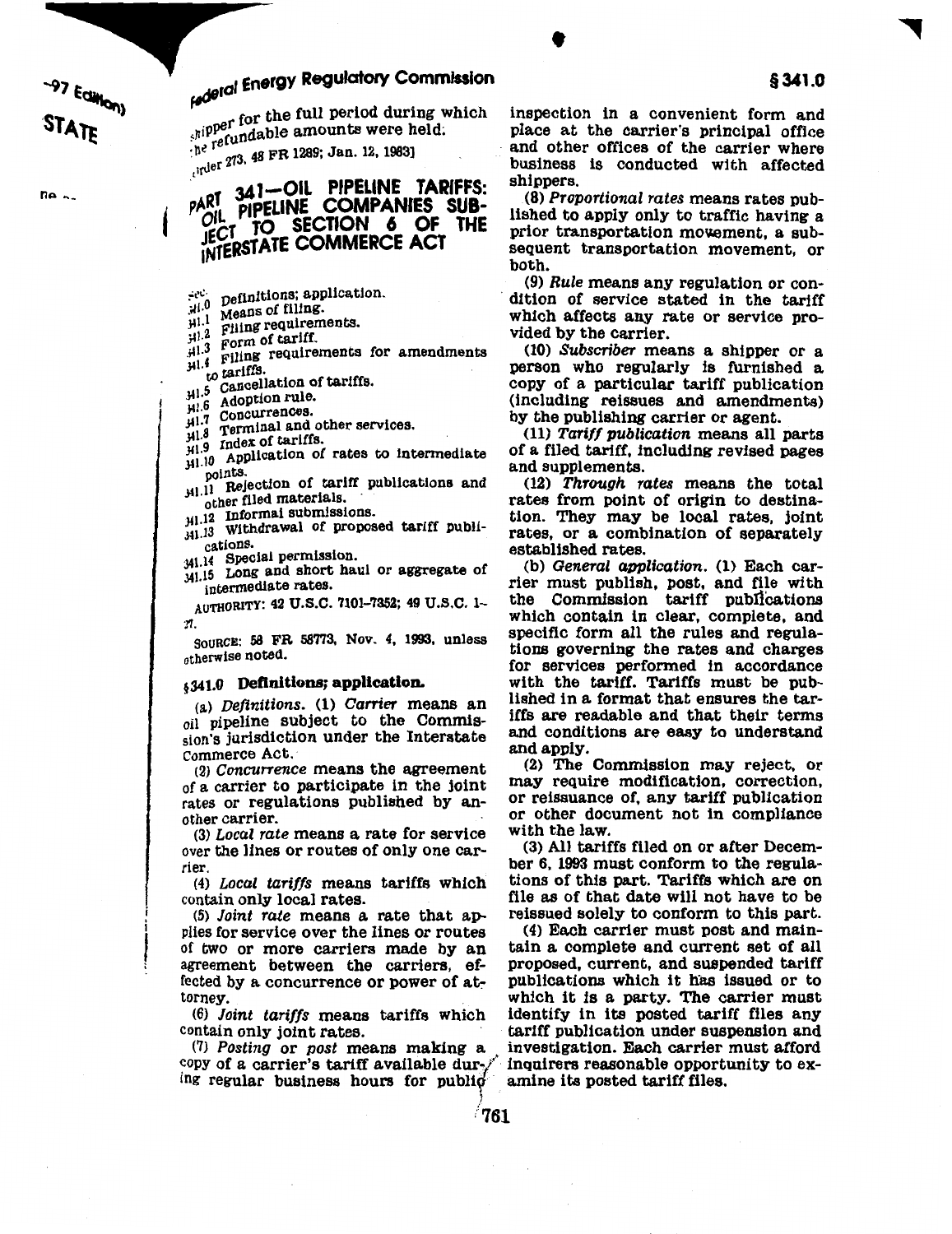shipper for the full period during which the refundable amounts were held.

[Order 273, 48 FR 1289; Jan. 12, 1983]

# PART 341—OIL PIPELINE TARIFFS: OIL PIPELINE COMPANIES SUBJECT TO SECTION 6 OF THE INTERSTATE COMMERCE ACT

Sec.
341.0 Definitions; application.
341.1 Means of filing.
341.2 Filing requirements.
341.3 Form of tariff.
341.4 Filing requirements for amendments to tariffs.
341.5 Cancellation of tariffs.
341.6 Adoption rule.
341.7 Concurrences.
341.8 Terminal and other services.
341.9 Index of tariffs.
341.10 Application of rates to intermediate points.
341.11 Rejection of tariff publications and other filed materials.
341.12 Informal submissions.
341.13 Withdrawal of proposed tariff publications.
341.14 Special permission.
341.15 Long and short haul or aggregate of intermediate rates.

AUTHORITY: 42 U.S.C. 7101–7352; 49 U.S.C. 1–27.

SOURCE: 58 FR 58773, Nov. 4, 1993, unless otherwise noted.

## §341.0 Definitions; application.

(a) *Definitions.* (1) *Carrier* means an oil pipeline subject to the Commission's jurisdiction under the Interstate Commerce Act.

(2) *Concurrence* means the agreement of a carrier to participate in the joint rates or regulations published by another carrier.

(3) *Local rate* means a rate for service over the lines or routes of only one carrier.

(4) *Local tariffs* means tariffs which contain only local rates.

(5) *Joint rate* means a rate that applies for service over the lines or routes of two or more carriers made by an agreement between the carriers, effected by a concurrence or power of attorney.

(6) *Joint tariffs* means tariffs which contain only joint rates.

(7) *Posting* or *post* means making a copy of a carrier's tariff available during regular business hours for public inspection in a convenient form and place at the carrier's principal office and other offices of the carrier where business is conducted with affected shippers.

(8) *Proportional rates* means rates published to apply only to traffic having a prior transportation movement, a subsequent transportation movement, or both.

(9) *Rule* means any regulation or condition of service stated in the tariff which affects any rate or service provided by the carrier.

(10) *Subscriber* means a shipper or a person who regularly is furnished a copy of a particular tariff publication (including reissues and amendments) by the publishing carrier or agent.

(11) *Tariff publication* means all parts of a filed tariff, including revised pages and supplements.

(12) *Through rates* means the total rates from point of origin to destination. They may be local rates, joint rates, or a combination of separately established rates.

(b) *General application.* (1) Each carrier must publish, post, and file with the Commission tariff publications which contain in clear, complete, and specific form all the rules and regulations governing the rates and charges for services performed in accordance with the tariff. Tariffs must be published in a format that ensures the tariffs are readable and that their terms and conditions are easy to understand and apply.

(2) The Commission may reject, or may require modification, correction, or reissuance of, any tariff publication or other document not in compliance with the law.

(3) All tariffs filed on or after December 6, 1993 must conform to the regulations of this part. Tariffs which are on file as of that date will not have to be reissued solely to conform to this part.

(4) Each carrier must post and maintain a complete and current set of all proposed, current, and suspended tariff publications which it has issued or to which it is a party. The carrier must identify in its posted tariff files any tariff publication under suspension and investigation. Each carrier must afford inquirers reasonable opportunity to examine its posted tariff files.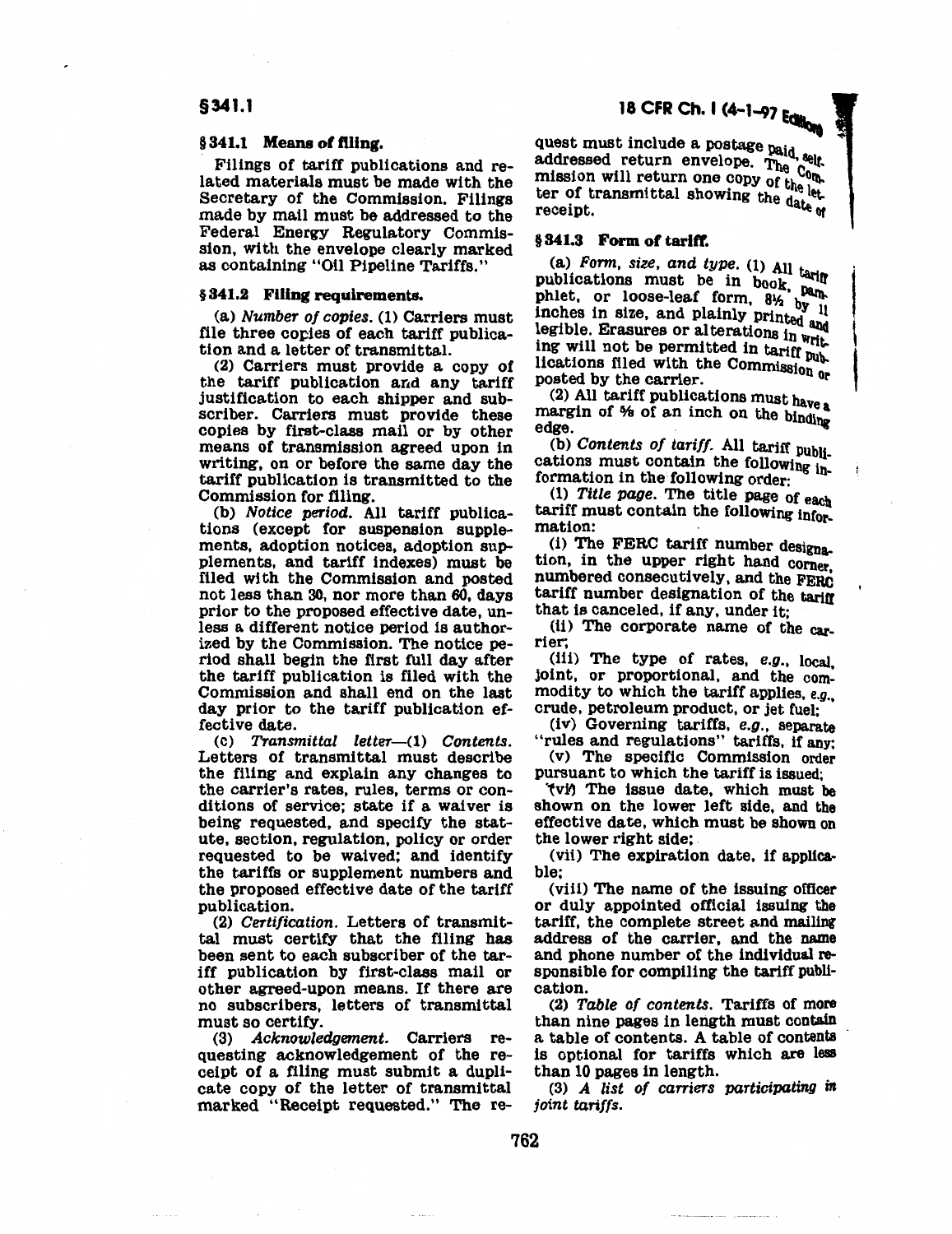## § 341.1 Means of filing.

Filings of tariff publications and related materials must be made with the Secretary of the Commission. Filings made by mail must be addressed to the Federal Energy Regulatory Commission, with the envelope clearly marked as containing "Oil Pipeline Tariffs."

## § 341.2 Filing requirements.

(a) *Number of copies.* (1) Carriers must file three copies of each tariff publication and a letter of transmittal.

(2) Carriers must provide a copy of the tariff publication and any tariff justification to each shipper and subscriber. Carriers must provide these copies by first-class mail or by other means of transmission agreed upon in writing, on or before the same day the tariff publication is transmitted to the Commission for filing.

(b) *Notice period.* All tariff publications (except for suspension supplements, adoption notices, adoption supplements, and tariff indexes) must be filed with the Commission and posted not less than 30, nor more than 60, days prior to the proposed effective date, unless a different notice period is authorized by the Commission. The notice period shall begin the first full day after the tariff publication is filed with the Commission and shall end on the last day prior to the tariff publication effective date.

(c) *Transmittal letter*—(1) *Contents.* Letters of transmittal must describe the filing and explain any changes to the carrier's rates, rules, terms or conditions of service; state if a waiver is being requested, and specify the statute, section, regulation, policy or order requested to be waived; and identify the tariffs or supplement numbers and the proposed effective date of the tariff publication.

(2) *Certification.* Letters of transmittal must certify that the filing has been sent to each subscriber of the tariff publication by first-class mail or other agreed-upon means. If there are no subscribers, letters of transmittal must so certify.

(3) *Acknowledgement.* Carriers requesting acknowledgement of the receipt of a filing must submit a duplicate copy of the letter of transmittal marked "Receipt requested." The request must include a postage paid, self-addressed return envelope. The Commission will return one copy of the letter of transmittal showing the date of receipt.

## § 341.3 Form of tariff.

(a) *Form, size, and type.* (1) All tariff publications must be in book, pamphlet, or loose-leaf form, 8½ by 11 inches in size, and plainly printed and legible. Erasures or alterations in writing will not be permitted in tariff publications filed with the Commission or posted by the carrier.

(2) All tariff publications must have a margin of ⅝ of an inch on the binding edge.

(b) *Contents of tariff.* All tariff publications must contain the following information in the following order:

(1) *Title page.* The title page of each tariff must contain the following information:

(i) The FERC tariff number designation, in the upper right hand corner, numbered consecutively, and the FERC tariff number designation of the tariff that is canceled, if any, under it;

(ii) The corporate name of the carrier;

(iii) The type of rates, *e.g.*, local, joint, or proportional, and the commodity to which the tariff applies, *e.g.*, crude, petroleum product, or jet fuel;

(iv) Governing tariffs, *e.g.*, separate "rules and regulations" tariffs, if any;

(v) The specific Commission order pursuant to which the tariff is issued;

(vi) The issue date, which must be shown on the lower left side, and the effective date, which must be shown on the lower right side;

(vii) The expiration date, if applicable;

(viii) The name of the issuing officer or duly appointed official issuing the tariff, the complete street and mailing address of the carrier, and the name and phone number of the individual responsible for compiling the tariff publication.

(2) *Table of contents.* Tariffs of more than nine pages in length must contain a table of contents. A table of contents is optional for tariffs which are less than 10 pages in length.

(3) *A list of carriers participating in joint tariffs.*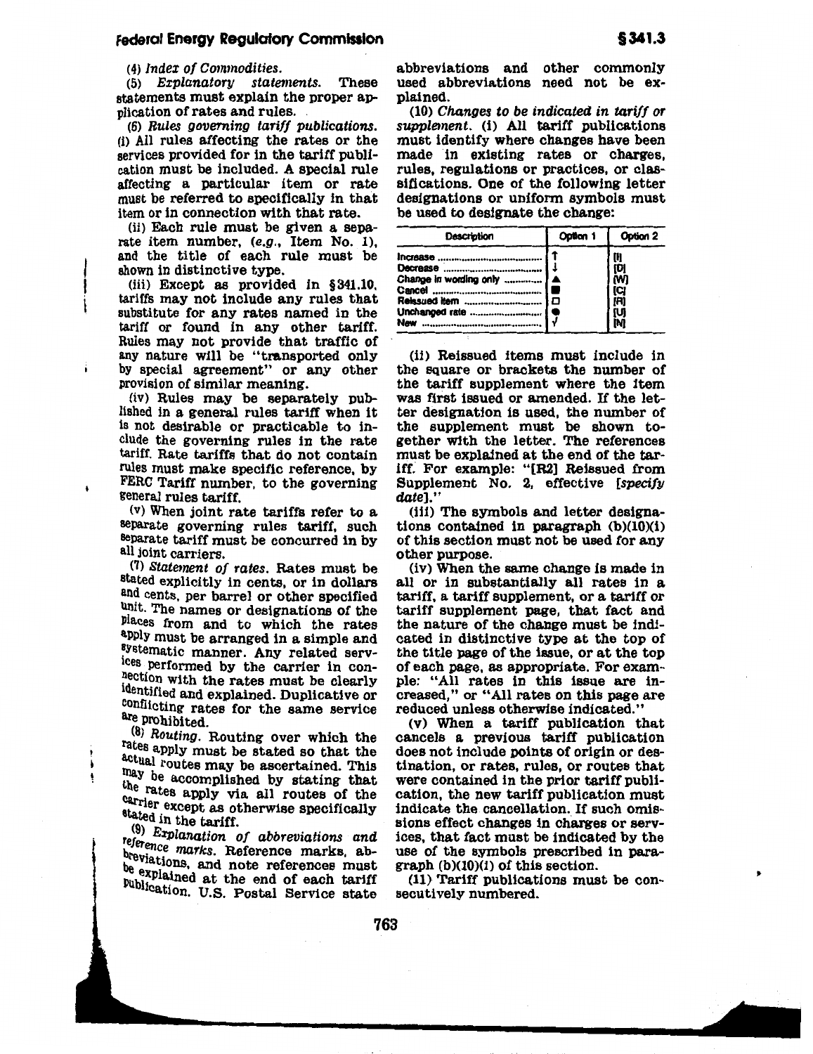(4) *Index of Commodities.*

(5) *Explanatory statements.* These statements must explain the proper application of rates and rules.

(6) *Rules governing tariff publications.* (i) All rules affecting the rates or the services provided for in the tariff publication must be included. A special rule affecting a particular item or rate must be referred to specifically in that item or in connection with that rate.

(ii) Each rule must be given a separate item number, (*e.g.*, Item No. 1), and the title of each rule must be shown in distinctive type.

(iii) Except as provided in §341.10, tariffs may not include any rules that substitute for any rates named in the tariff or found in any other tariff. Rules may not provide that traffic of any nature will be "transported only by special agreement" or any other provision of similar meaning.

(iv) Rules may be separately published in a general rules tariff when it is not desirable or practicable to include the governing rules in the rate tariff. Rate tariffs that do not contain rules must make specific reference, by FERC Tariff number, to the governing general rules tariff.

(v) When joint rate tariffs refer to a separate governing rules tariff, such separate tariff must be concurred in by all joint carriers.

(7) *Statement of rates.* Rates must be stated explicitly in cents, or in dollars and cents, per barrel or other specified unit. The names or designations of the places from and to which the rates apply must be arranged in a simple and systematic manner. Any related services performed by the carrier in connection with the rates must be clearly identified and explained. Duplicative or conflicting rates for the same service are prohibited.

(8) *Routing.* Routing over which the rates apply must be stated so that the actual routes may be ascertained. This may be accomplished by stating that the rates apply via all routes of the carrier except as otherwise specifically stated in the tariff.

(9) *Explanation of abbreviations and reference marks.* Reference marks, abbreviations, and note references must be explained at the end of each tariff publication. U.S. Postal Service state abbreviations and other commonly used abbreviations need not be explained.

(10) *Changes to be indicated in tariff or supplement.* (i) All tariff publications must identify where changes have been made in existing rates or charges, rules, regulations or practices, or classifications. One of the following letter designations or uniform symbols must be used to designate the change:

| Description | Option 1 | Option 2 |
|---|---|---|
| Increase | ↑ | [I] |
| Decrease | ↓ | [D] |
| Change in wording only | ▲ | [W] |
| Cancel | ■ | [C] |
| Reissued item | □ | [R] |
| Unchanged rate | ● | [U] |
| New | √ | [N] |

(ii) Reissued items must include in the square or brackets the number of the tariff supplement where the item was first issued or amended. If the letter designation is used, the number of the supplement must be shown together with the letter. The references must be explained at the end of the tariff. For example: "[R2] Reissued from Supplement No. 2, effective [*specify date*]."

(iii) The symbols and letter designations contained in paragraph (b)(10)(i) of this section must not be used for any other purpose.

(iv) When the same change is made in all or in substantially all rates in a tariff, a tariff supplement, or a tariff or tariff supplement page, that fact and the nature of the change must be indicated in distinctive type at the top of the title page of the issue, or at the top of each page, as appropriate. For example: "All rates in this issue are increased," or "All rates on this page are reduced unless otherwise indicated."

(v) When a tariff publication that cancels a previous tariff publication does not include points of origin or destination, or rates, rules, or routes that were contained in the prior tariff publication, the new tariff publication must indicate the cancellation. If such omissions effect changes in charges or services, that fact must be indicated by the use of the symbols prescribed in paragraph (b)(10)(i) of this section.

(11) Tariff publications must be consecutively numbered.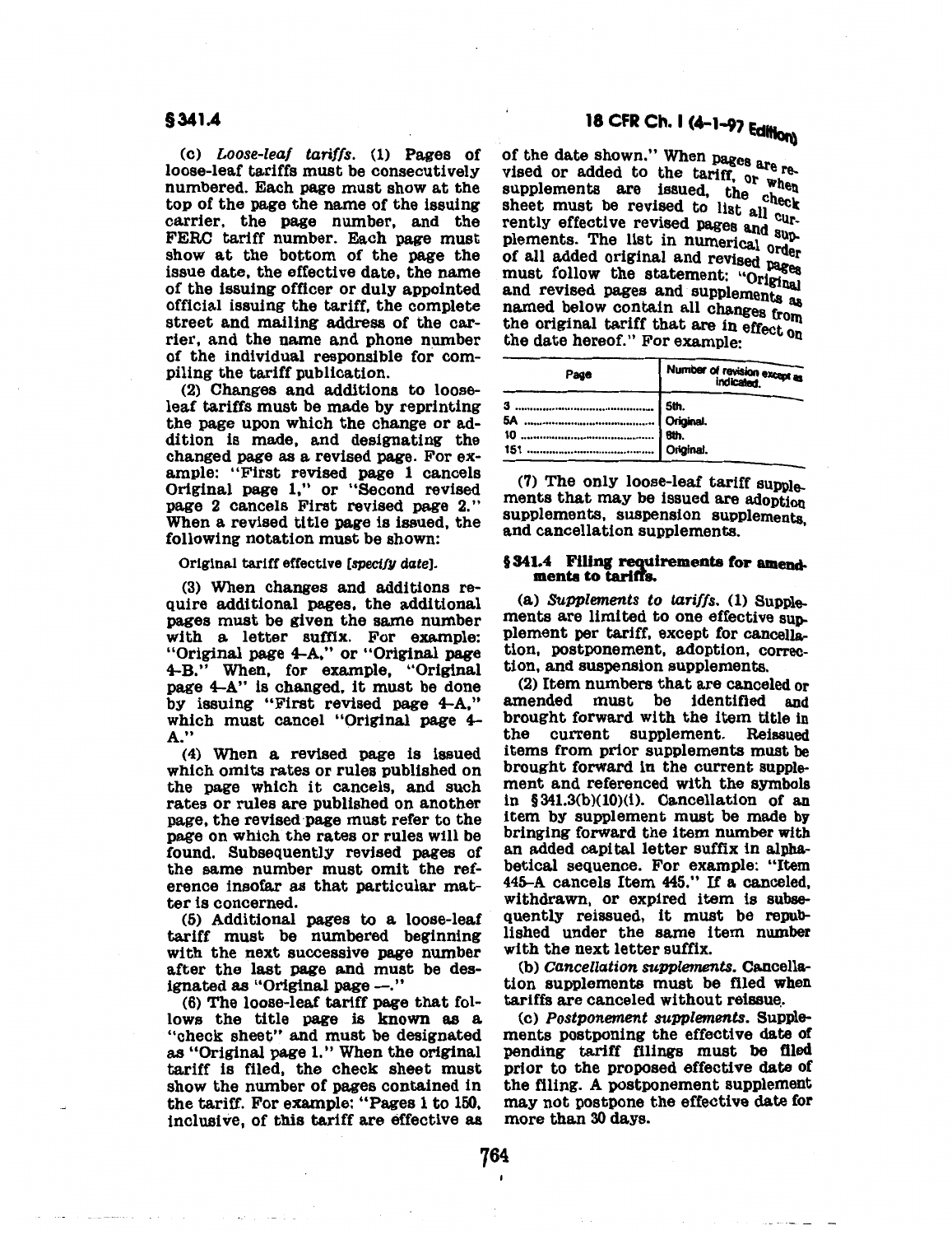(c) *Loose-leaf tariffs.* (1) Pages of loose-leaf tariffs must be consecutively numbered. Each page must show at the top of the page the name of the issuing carrier, the page number, and the FERC tariff number. Each page must show at the bottom of the page the issue date, the effective date, the name of the issuing officer or duly appointed official issuing the tariff, the complete street and mailing address of the carrier, and the name and phone number of the individual responsible for compiling the tariff publication.

(2) Changes and additions to loose-leaf tariffs must be made by reprinting the page upon which the change or addition is made, and designating the changed page as a revised page. For example: "First revised page 1 cancels Original page 1," or "Second revised page 2 cancels First revised page 2." When a revised title page is issued, the following notation must be shown:

Original tariff effective [*specify date*].

(3) When changes and additions require additional pages, the additional pages must be given the same number with a letter suffix. For example: "Original page 4-A," or "Original page 4-B." When, for example, "Original page 4-A" is changed, it must be done by issuing "First revised page 4-A," which must cancel "Original page 4-A."

(4) When a revised page is issued which omits rates or rules published on the page which it cancels, and such rates or rules are published on another page, the revised page must refer to the page on which the rates or rules will be found. Subsequently revised pages of the same number must omit the reference insofar as that particular matter is concerned.

(5) Additional pages to a loose-leaf tariff must be numbered beginning with the next successive page number after the last page and must be designated as "Original page —."

(6) The loose-leaf tariff page that follows the title page is known as a "check sheet" and must be designated as "Original page 1." When the original tariff is filed, the check sheet must show the number of pages contained in the tariff. For example: "Pages 1 to 150, inclusive, of this tariff are effective as of the date shown." When pages are revised or added to the tariff, or when supplements are issued, the check sheet must be revised to list all currently effective revised pages and supplements. The list in numerical order of all added original and revised pages must follow the statement: "Original and revised pages and supplements as named below contain all changes from the original tariff that are in effect on the date hereof." For example:

| Page | Number of revision except as indicated. |
|---|---|
| 3 | 5th. |
| 5A | Original. |
| 10 | 8th. |
| 151 | Original. |

(7) The only loose-leaf tariff supplements that may be issued are adoption supplements, suspension supplements, and cancellation supplements.

## § 341.4 Filing requirements for amendments to tariffs.

(a) *Supplements to tariffs.* (1) Supplements are limited to one effective supplement per tariff, except for cancellation, postponement, adoption, correction, and suspension supplements.

(2) Item numbers that are canceled or amended must be identified and brought forward with the item title in the current supplement. Reissued items from prior supplements must be brought forward in the current supplement and referenced with the symbols in § 341.3(b)(10)(i). Cancellation of an item by supplement must be made by bringing forward the item number with an added capital letter suffix in alphabetical sequence. For example: "Item 445-A cancels Item 445." If a canceled, withdrawn, or expired item is subsequently reissued, it must be republished under the same item number with the next letter suffix.

(b) *Cancellation supplements.* Cancellation supplements must be filed when tariffs are canceled without reissue.

(c) *Postponement supplements.* Supplements postponing the effective date of pending tariff filings must be filed prior to the proposed effective date of the filing. A postponement supplement may not postpone the effective date for more than 30 days.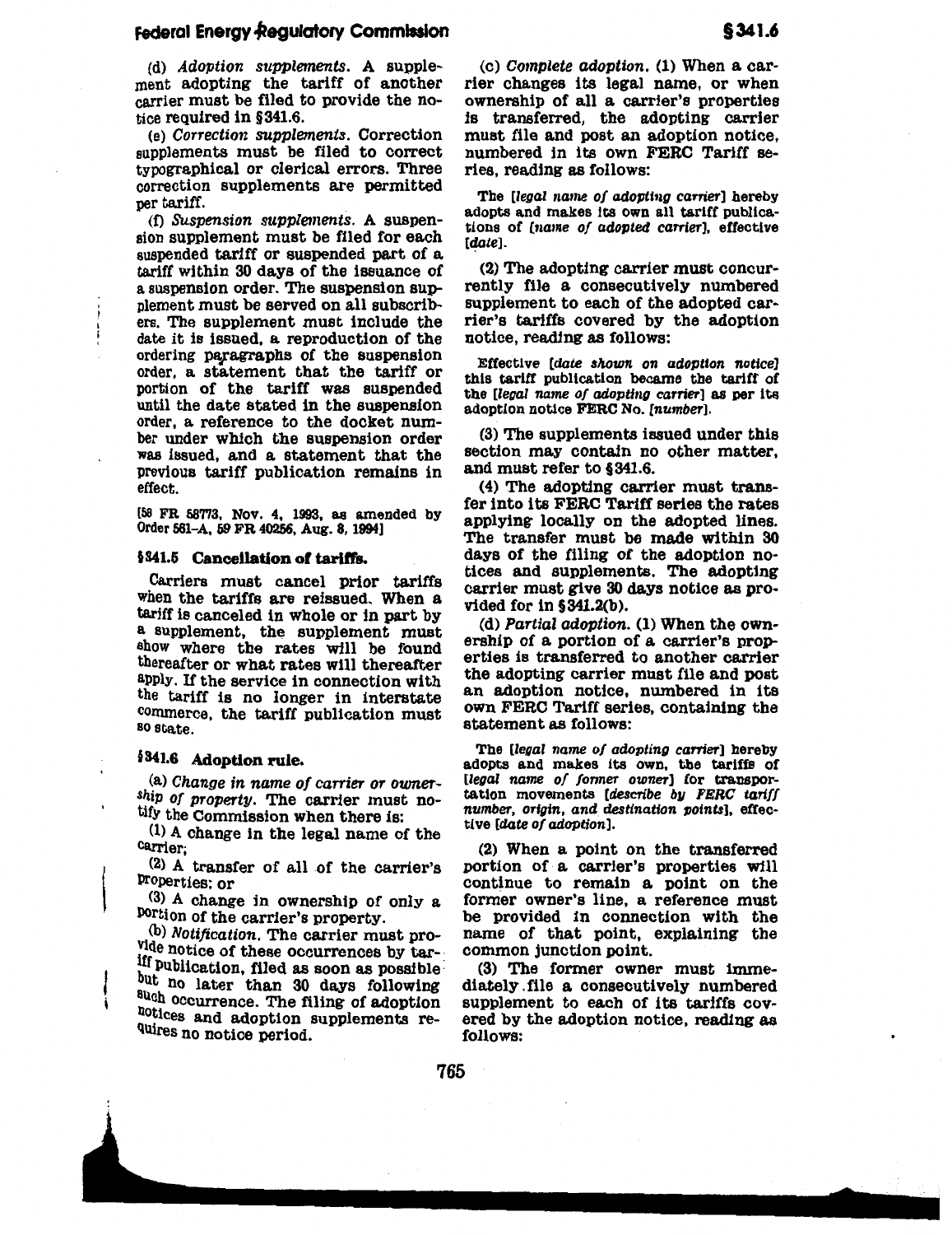(d) *Adoption supplements*. A supplement adopting the tariff of another carrier must be filed to provide the notice required in §341.6.

(e) *Correction supplements*. Correction supplements must be filed to correct typographical or clerical errors. Three correction supplements are permitted per tariff.

(f) *Suspension supplements*. A suspension supplement must be filed for each suspended tariff or suspended part of a tariff within 30 days of the issuance of a suspension order. The suspension supplement must be served on all subscribers. The supplement must include the date it is issued, a reproduction of the ordering paragraphs of the suspension order, a statement that the tariff or portion of the tariff was suspended until the date stated in the suspension order, a reference to the docket number under which the suspension order was issued, and a statement that the previous tariff publication remains in effect.

[58 FR 58773, Nov. 4, 1993, as amended by Order 561-A, 59 FR 40256, Aug. 8, 1994]

## §341.5 Cancellation of tariffs.

Carriers must cancel prior tariffs when the tariffs are reissued. When a tariff is canceled in whole or in part by a supplement, the supplement must show where the rates will be found thereafter or what rates will thereafter apply. If the service in connection with the tariff is no longer in interstate commerce, the tariff publication must so state.

## §341.6 Adoption rule.

(a) *Change in name of carrier or ownership of property*. The carrier must notify the Commission when there is:

(1) A change in the legal name of the carrier;

(2) A transfer of all of the carrier's properties; or

(3) A change in ownership of only a portion of the carrier's property.

(b) *Notification*. The carrier must provide notice of these occurrences by tariff publication, filed as soon as possible but no later than 30 days following such occurrence. The filing of adoption notices and adoption supplements requires no notice period.

(c) *Complete adoption*. (1) When a carrier changes its legal name, or when ownership of all a carrier's properties is transferred, the adopting carrier must file and post an adoption notice, numbered in its own FERC Tariff series, reading as follows:

The [*legal name of adopting carrier*] hereby adopts and makes its own all tariff publications of [*name of adopted carrier*], effective [*date*].

(2) The adopting carrier must concurrently file a consecutively numbered supplement to each of the adopted carrier's tariffs covered by the adoption notice, reading as follows:

Effective [*date shown on adoption notice*] this tariff publication became the tariff of the [*legal name of adopting carrier*] as per its adoption notice FERC No. [*number*].

(3) The supplements issued under this section may contain no other matter, and must refer to §341.6.

(4) The adopting carrier must transfer into its FERC Tariff series the rates applying locally on the adopted lines. The transfer must be made within 30 days of the filing of the adoption notices and supplements. The adopting carrier must give 30 days notice as provided for in §341.2(b).

(d) *Partial adoption*. (1) When the ownership of a portion of a carrier's properties is transferred to another carrier the adopting carrier must file and post an adoption notice, numbered in its own FERC Tariff series, containing the statement as follows:

The [*legal name of adopting carrier*] hereby adopts and makes its own, the tariffs of [*legal name of former owner*] for transportation movements [*describe by FERC tariff number, origin, and destination points*], effective [*date of adoption*].

(2) When a point on the transferred portion of a carrier's properties will continue to remain a point on the former owner's line, a reference must be provided in connection with the name of that point, explaining the common junction point.

(3) The former owner must immediately file a consecutively numbered supplement to each of its tariffs covered by the adoption notice, reading as follows: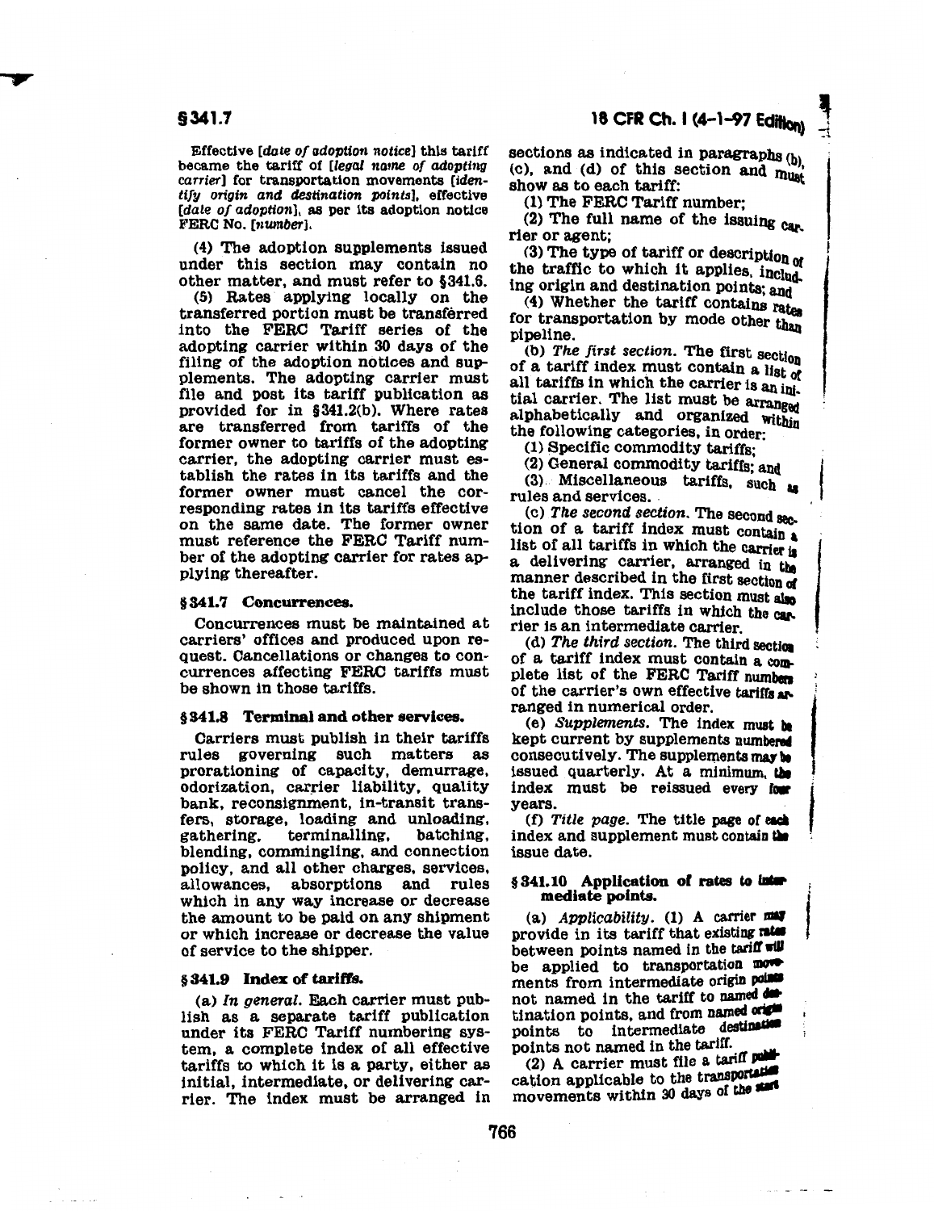Effective [*date of adoption notice*] this tariff became the tariff of [*legal name of adopting carrier*] for transportation movements [*identify origin and destination points*], effective [*date of adoption*], as per its adoption notice FERC No. [*number*].

(4) The adoption supplements issued under this section may contain no other matter, and must refer to §341.6.

(5) Rates applying locally on the transferred portion must be transferred into the FERC Tariff series of the adopting carrier within 30 days of the filing of the adoption notices and supplements. The adopting carrier must file and post its tariff publication as provided for in §341.2(b). Where rates are transferred from tariffs of the former owner to tariffs of the adopting carrier, the adopting carrier must establish the rates in its tariffs and the former owner must cancel the corresponding rates in its tariffs effective on the same date. The former owner must reference the FERC Tariff number of the adopting carrier for rates applying thereafter.

### §341.7 Concurrences.

Concurrences must be maintained at carriers' offices and produced upon request. Cancellations or changes to concurrences affecting FERC tariffs must be shown in those tariffs.

### §341.8 Terminal and other services.

Carriers must publish in their tariffs rules governing such matters as prorationing of capacity, demurrage, odorization, carrier liability, quality bank, reconsignment, in-transit transfers, storage, loading and unloading, gathering, terminalling, batching, blending, commingling, and connection policy, and all other charges, services, allowances, absorptions and rules which in any way increase or decrease the amount to be paid on any shipment or which increase or decrease the value of service to the shipper.

### §341.9 Index of tariffs.

(a) *In general.* Each carrier must publish as a separate tariff publication under its FERC Tariff numbering system, a complete index of all effective tariffs to which it is a party, either as initial, intermediate, or delivering carrier. The index must be arranged in sections as indicated in paragraphs (b), (c), and (d) of this section and must show as to each tariff:

(1) The FERC Tariff number;

(2) The full name of the issuing carrier or agent;

(3) The type of tariff or description of the traffic to which it applies, including origin and destination points; and

(4) Whether the tariff contains rates for transportation by mode other than pipeline.

(b) *The first section.* The first section of a tariff index must contain a list of all tariffs in which the carrier is an initial carrier. The list must be arranged alphabetically and organized within the following categories, in order:

(1) Specific commodity tariffs;

(2) General commodity tariffs; and

(3) Miscellaneous tariffs, such as rules and services.

(c) *The second section.* The second section of a tariff index must contain a list of all tariffs in which the carrier is a delivering carrier, arranged in the manner described in the first section of the tariff index. This section must also include those tariffs in which the carrier is an intermediate carrier.

(d) *The third section.* The third section of a tariff index must contain a complete list of the FERC Tariff numbers of the carrier's own effective tariffs arranged in numerical order.

(e) *Supplements.* The index must be kept current by supplements numbered consecutively. The supplements may be issued quarterly. At a minimum, the index must be reissued every four years.

(f) *Title page.* The title page of each index and supplement must contain the issue date.

### §341.10 Application of rates to intermediate points.

(a) *Applicability.* (1) A carrier may provide in its tariff that existing rates between points named in the tariff will be applied to transportation movements from intermediate origin points not named in the tariff to named destination points, and from named origin points to intermediate destination points not named in the tariff.

(2) A carrier must file a tariff publication applicable to the transportation movements within 30 days of the start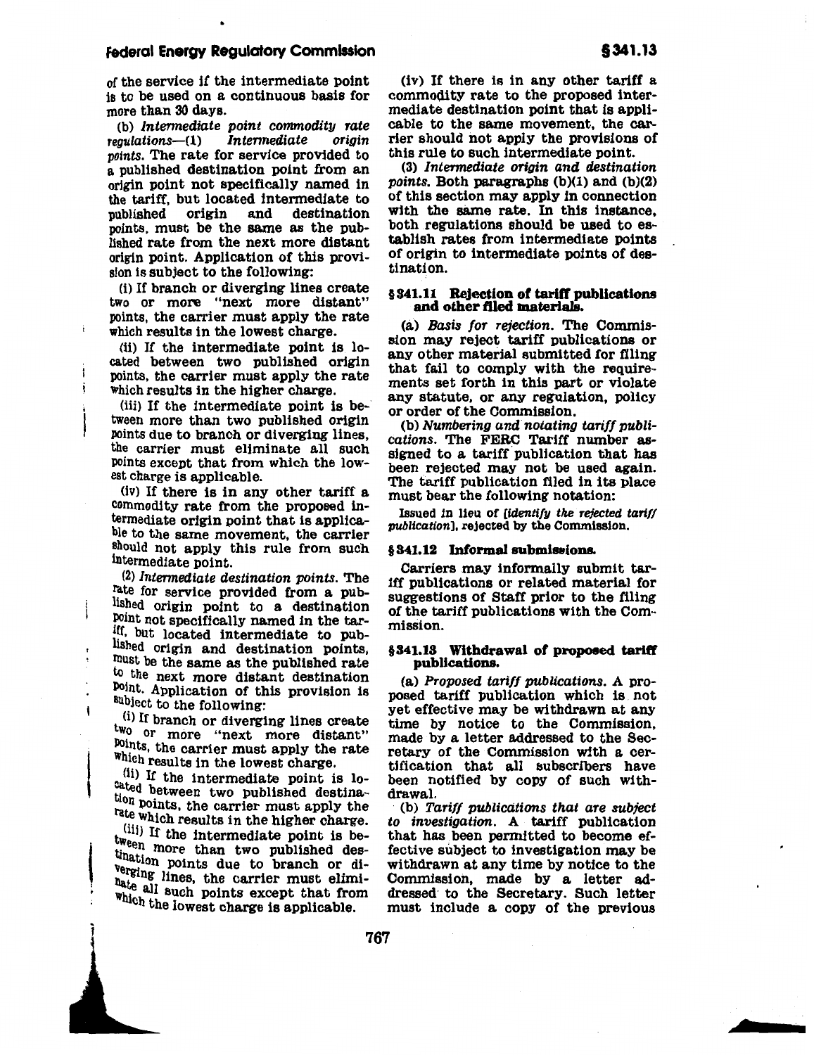of the service if the intermediate point is to be used on a continuous basis for more than 30 days.

(b) *Intermediate point commodity rate regulations*—(1) *Intermediate origin points.* The rate for service provided to a published destination point from an origin point not specifically named in the tariff, but located intermediate to published origin and destination points, must be the same as the published rate from the next more distant origin point. Application of this provision is subject to the following:

(i) If branch or diverging lines create two or more "next more distant" points, the carrier must apply the rate which results in the lowest charge.

(ii) If the intermediate point is located between two published origin points, the carrier must apply the rate which results in the higher charge.

(iii) If the intermediate point is between more than two published origin points due to branch or diverging lines, the carrier must eliminate all such points except that from which the lowest charge is applicable.

(iv) If there is in any other tariff a commodity rate from the proposed intermediate origin point that is applicable to the same movement, the carrier should not apply this rule from such intermediate point.

(2) *Intermediate destination points.* The rate for service provided from a published origin point to a destination point not specifically named in the tariff, but located intermediate to published origin and destination points, must be the same as the published rate to the next more distant destination point. Application of this provision is subject to the following:

(i) If branch or diverging lines create two or more "next more distant" points, the carrier must apply the rate which results in the lowest charge.

(ii) If the intermediate point is located between two published destination points, the carrier must apply the rate which results in the higher charge.

(iii) If the intermediate point is between more than two published destination points due to branch or diverging lines, the carrier must eliminate all such points except that from which the lowest charge is applicable.

(iv) If there is in any other tariff a commodity rate to the proposed intermediate destination point that is applicable to the same movement, the carrier should not apply the provisions of this rule to such intermediate point.

(3) *Intermediate origin and destination points.* Both paragraphs (b)(1) and (b)(2) of this section may apply in connection with the same rate. In this instance, both regulations should be used to establish rates from intermediate points of origin to intermediate points of destination.

### § 341.11 Rejection of tariff publications and other filed materials.

(a) *Basis for rejection.* The Commission may reject tariff publications or any other material submitted for filing that fail to comply with the requirements set forth in this part or violate any statute, or any regulation, policy or order of the Commission.

(b) *Numbering and notating tariff publications.* The FERC Tariff number assigned to a tariff publication that has been rejected may not be used again. The tariff publication filed in its place must bear the following notation:

Issued in lieu of [*identify the rejected tariff publication*], rejected by the Commission.

### § 341.12 Informal submissions.

Carriers may informally submit tariff publications or related material for suggestions of Staff prior to the filing of the tariff publications with the Commission.

### § 341.13 Withdrawal of proposed tariff publications.

(a) *Proposed tariff publications.* A proposed tariff publication which is not yet effective may be withdrawn at any time by notice to the Commission, made by a letter addressed to the Secretary of the Commission with a certification that all subscribers have been notified by copy of such withdrawal.

(b) *Tariff publications that are subject to investigation.* A tariff publication that has been permitted to become effective subject to investigation may be withdrawn at any time by notice to the Commission, made by a letter addressed to the Secretary. Such letter must include a copy of the previous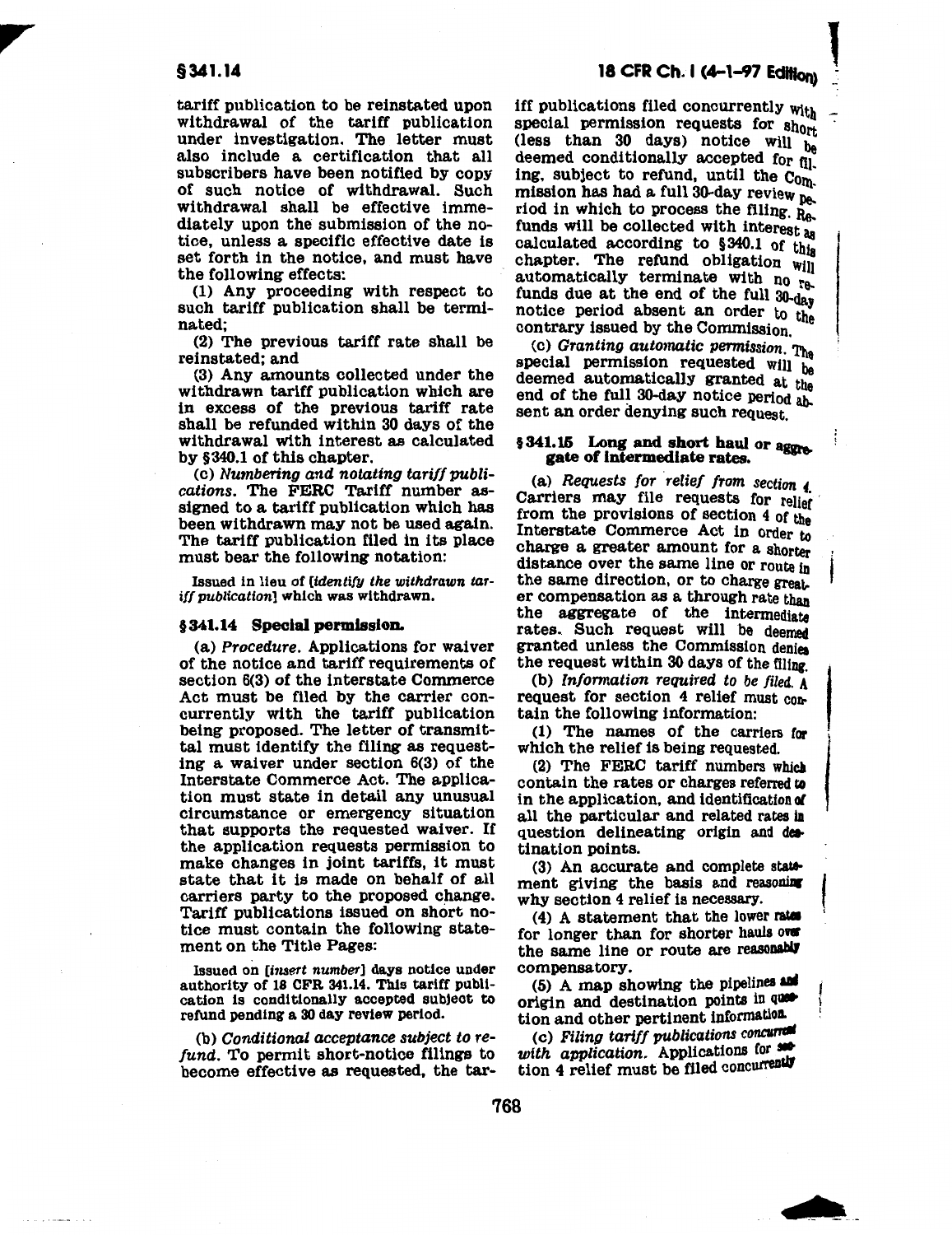tariff publication to be reinstated upon withdrawal of the tariff publication under investigation. The letter must also include a certification that all subscribers have been notified by copy of such notice of withdrawal. Such withdrawal shall be effective immediately upon the submission of the notice, unless a specific effective date is set forth in the notice, and must have the following effects:

(1) Any proceeding with respect to such tariff publication shall be terminated;

(2) The previous tariff rate shall be reinstated; and

(3) Any amounts collected under the withdrawn tariff publication which are in excess of the previous tariff rate shall be refunded within 30 days of the withdrawal with interest as calculated by §340.1 of this chapter.

(c) *Numbering and notating tariff publications.* The FERC Tariff number assigned to a tariff publication which has been withdrawn may not be used again. The tariff publication filed in its place must bear the following notation:

Issued in lieu of [*identify the withdrawn tariff publication*] which was withdrawn.

## § 341.14 Special permission.

(a) *Procedure.* Applications for waiver of the notice and tariff requirements of section 6(3) of the Interstate Commerce Act must be filed by the carrier concurrently with the tariff publication being proposed. The letter of transmittal must identify the filing as requesting a waiver under section 6(3) of the Interstate Commerce Act. The application must state in detail any unusual circumstance or emergency situation that supports the requested waiver. If the application requests permission to make changes in joint tariffs, it must state that it is made on behalf of all carriers party to the proposed change. Tariff publications issued on short notice must contain the following statement on the Title Pages:

Issued on [*insert number*] days notice under authority of 18 CFR 341.14. This tariff publication is conditionally accepted subject to refund pending a 30 day review period.

(b) *Conditional acceptance subject to refund.* To permit short-notice filings to become effective as requested, the tariff publications filed concurrently with special permission requests for short (less than 30 days) notice will be deemed conditionally accepted for filing, subject to refund, until the Commission has had a full 30-day review period in which to process the filing. Refunds will be collected with interest as calculated according to §340.1 of this chapter. The refund obligation will automatically terminate with no refunds due at the end of the full 30-day notice period absent an order to the contrary issued by the Commission.

(c) *Granting automatic permission.* The special permission requested will be deemed automatically granted at the end of the full 30-day notice period absent an order denying such request.

## § 341.15 Long and short haul or aggregate of intermediate rates.

(a) *Requests for relief from section 4.* Carriers may file requests for relief from the provisions of section 4 of the Interstate Commerce Act in order to charge a greater amount for a shorter distance over the same line or route in the same direction, or to charge greater compensation as a through rate than the aggregate of the intermediate rates. Such request will be deemed granted unless the Commission denies the request within 30 days of the filing.

(b) *Information required to be filed.* A request for section 4 relief must contain the following information:

(1) The names of the carriers for which the relief is being requested.

(2) The FERC tariff numbers which contain the rates or charges referred to in the application, and identification of all the particular and related rates in question delineating origin and destination points.

(3) An accurate and complete statement giving the basis and reasoning why section 4 relief is necessary.

(4) A statement that the lower rates for longer than for shorter hauls over the same line or route are reasonably compensatory.

(5) A map showing the pipelines and origin and destination points in question and other pertinent information.

(c) *Filing tariff publications concurrent with application.* Applications for section 4 relief must be filed concurrently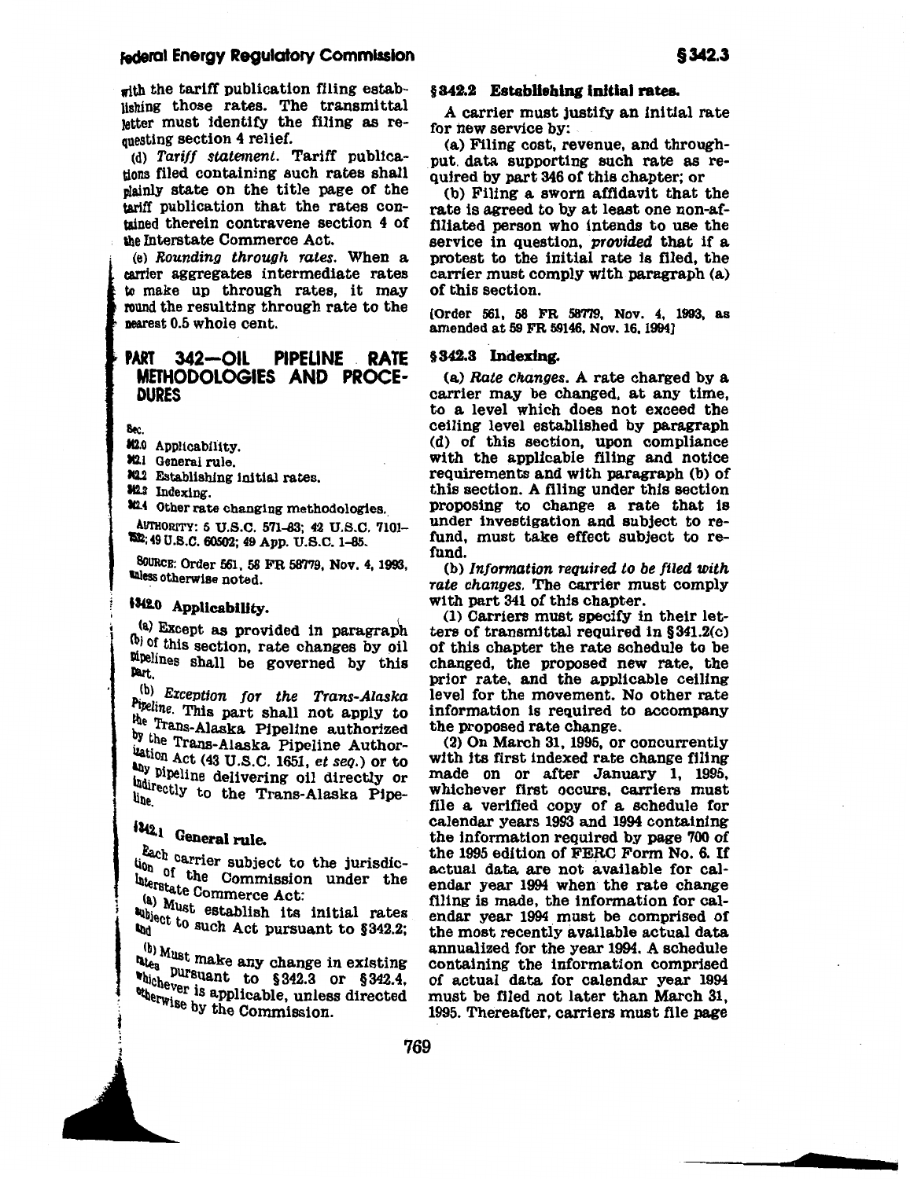with the tariff publication filing establishing those rates. The transmittal letter must identify the filing as requesting section 4 relief.

(d) *Tariff statement.* Tariff publications filed containing such rates shall plainly state on the title page of the tariff publication that the rates contained therein contravene section 4 of the Interstate Commerce Act.

(e) *Rounding through rates.* When a carrier aggregates intermediate rates to make up through rates, it may round the resulting through rate to the nearest 0.5 whole cent.

# PART 342—OIL PIPELINE RATE METHODOLOGIES AND PROCEDURES

Sec.

342.0 Applicability.

342.1 General rule.

342.2 Establishing initial rates.

342.3 Indexing.

342.4 Other rate changing methodologies.

AUTHORITY: 5 U.S.C. 571–83; 42 U.S.C. 7101–7352; 49 U.S.C. 60502; 49 App. U.S.C. 1–85.

SOURCE: Order 561, 58 FR 58779, Nov. 4, 1993, unless otherwise noted.

## § 342.0 Applicability.

(a) Except as provided in paragraph (b) of this section, rate changes by oil pipelines shall be governed by this part.

(b) *Exception for the Trans-Alaska Pipeline.* This part shall not apply to the Trans-Alaska Pipeline authorized by the Trans-Alaska Pipeline Authorization Act (43 U.S.C. 1651, *et seq.*) or to any pipeline delivering oil directly or indirectly to the Trans-Alaska Pipeline.

## § 342.1 General rule.

Each carrier subject to the jurisdiction of the Commission under the Interstate Commerce Act:

(a) Must establish its initial rates subject to such Act pursuant to § 342.2; and

(b) Must make any change in existing rates pursuant to § 342.3 or § 342.4, whichever is applicable, unless directed otherwise by the Commission.

## § 342.2 Establishing initial rates.

A carrier must justify an initial rate for new service by:

(a) Filing cost, revenue, and throughput data supporting such rate as required by part 346 of this chapter; or

(b) Filing a sworn affidavit that the rate is agreed to by at least one non-affiliated person who intends to use the service in question, *provided* that if a protest to the initial rate is filed, the carrier must comply with paragraph (a) of this section.

[Order 561, 58 FR 58779, Nov. 4, 1993, as amended at 59 FR 59146, Nov. 16, 1994]

## § 342.3 Indexing.

(a) *Rate changes.* A rate charged by a carrier may be changed, at any time, to a level which does not exceed the ceiling level established by paragraph (d) of this section, upon compliance with the applicable filing and notice requirements and with paragraph (b) of this section. A filing under this section proposing to change a rate that is under investigation and subject to refund, must take effect subject to refund.

(b) *Information required to be filed with rate changes.* The carrier must comply with part 341 of this chapter.

(1) Carriers must specify in their letters of transmittal required in § 341.2(c) of this chapter the rate schedule to be changed, the proposed new rate, the prior rate, and the applicable ceiling level for the movement. No other rate information is required to accompany the proposed rate change.

(2) On March 31, 1995, or concurrently with its first indexed rate change filing made on or after January 1, 1995, whichever first occurs, carriers must file a verified copy of a schedule for calendar years 1993 and 1994 containing the information required by page 700 of the 1995 edition of FERC Form No. 6. If actual data are not available for calendar year 1994 when the rate change filing is made, the information for calendar year 1994 must be comprised of the most recently available actual data annualized for the year 1994. A schedule containing the information comprised of actual data for calendar year 1994 must be filed not later than March 31, 1995. Thereafter, carriers must file page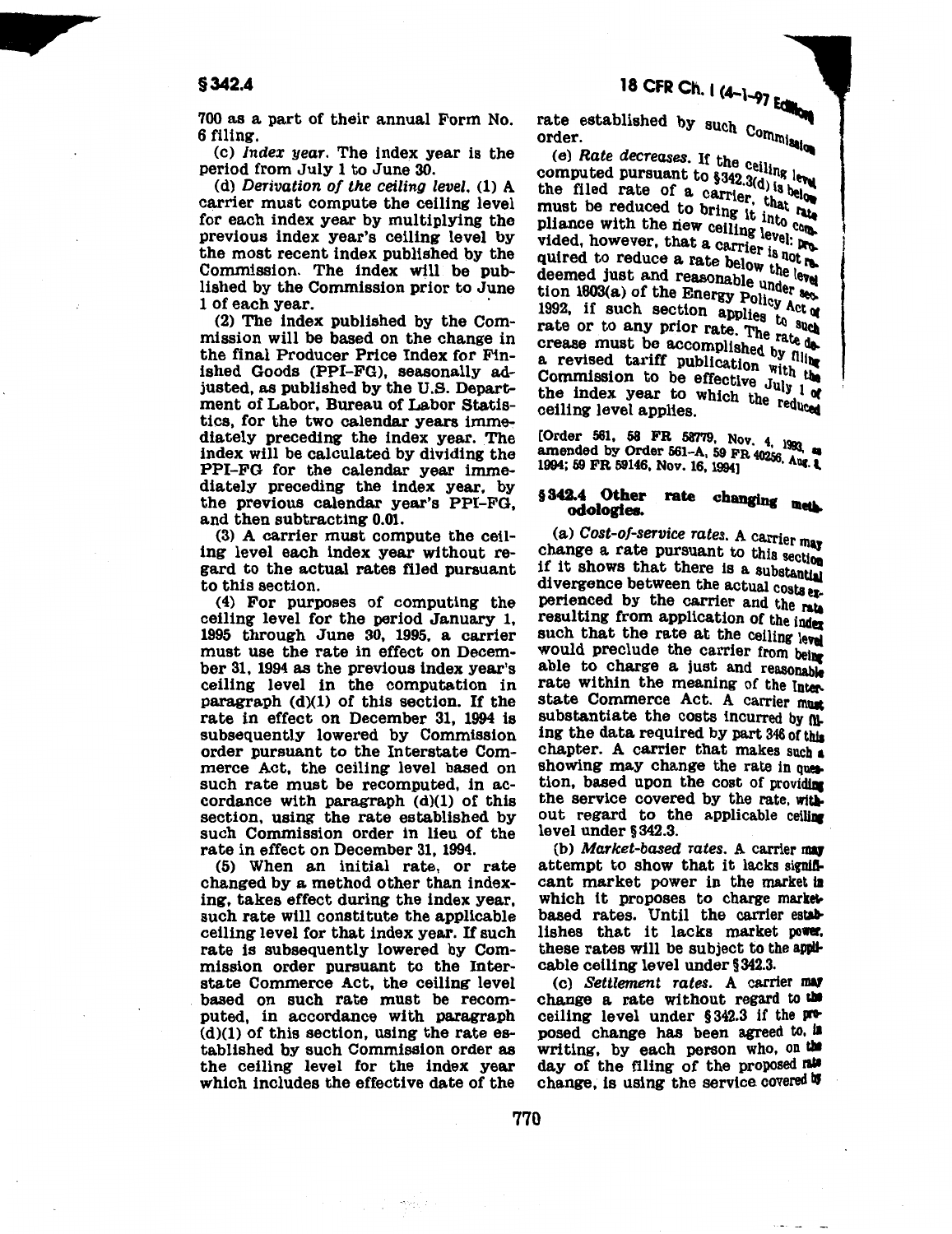700 as a part of their annual Form No. 6 filing.

(c) *Index year.* The index year is the period from July 1 to June 30.

(d) *Derivation of the ceiling level.* (1) A carrier must compute the ceiling level for each index year by multiplying the previous index year's ceiling level by the most recent index published by the Commission. The index will be published by the Commission prior to June 1 of each year.

(2) The index published by the Commission will be based on the change in the final Producer Price Index for Finished Goods (PPI-FG), seasonally adjusted, as published by the U.S. Department of Labor, Bureau of Labor Statistics, for the two calendar years immediately preceding the index year. The index will be calculated by dividing the PPI-FG for the calendar year immediately preceding the index year, by the previous calendar year's PPI-FG, and then subtracting 0.01.

(3) A carrier must compute the ceiling level each index year without regard to the actual rates filed pursuant to this section.

(4) For purposes of computing the ceiling level for the period January 1, 1995 through June 30, 1995, a carrier must use the rate in effect on December 31, 1994 as the previous index year's ceiling level in the computation in paragraph (d)(1) of this section. If the rate in effect on December 31, 1994 is subsequently lowered by Commission order pursuant to the Interstate Commerce Act, the ceiling level based on such rate must be recomputed, in accordance with paragraph (d)(1) of this section, using the rate established by such Commission order in lieu of the rate in effect on December 31, 1994.

(5) When an initial rate, or rate changed by a method other than indexing, takes effect during the index year, such rate will constitute the applicable ceiling level for that index year. If such rate is subsequently lowered by Commission order pursuant to the Interstate Commerce Act, the ceiling level based on such rate must be recomputed, in accordance with paragraph (d)(1) of this section, using the rate established by such Commission order as the ceiling level for the index year which includes the effective date of the rate established by such Commission order.

(e) *Rate decreases.* If the ceiling level computed pursuant to §342.3(d) is below the filed rate of a carrier, that rate must be reduced to bring it into compliance with the new ceiling level; provided, however, that a carrier is not required to reduce a rate below the level deemed just and reasonable under section 1803(a) of the Energy Policy Act of 1992, if such section applies to such rate or to any prior rate. The rate decrease must be accomplished by filing a revised tariff publication with the Commission to be effective July 1 of the index year to which the reduced ceiling level applies.

[Order 561, 58 FR 58779, Nov. 4, 1993, as amended by Order 561-A, 59 FR 40256, Aug. 8, 1994; 59 FR 59146, Nov. 16, 1994]

## §342.4 Other rate changing methodologies.

(a) *Cost-of-service rates.* A carrier may change a rate pursuant to this section if it shows that there is a substantial divergence between the actual costs experienced by the carrier and the rate resulting from application of the index such that the rate at the ceiling level would preclude the carrier from being able to charge a just and reasonable rate within the meaning of the Interstate Commerce Act. A carrier must substantiate the costs incurred by filing the data required by part 346 of this chapter. A carrier that makes such a showing may change the rate in question, based upon the cost of providing the service covered by the rate, without regard to the applicable ceiling level under §342.3.

(b) *Market-based rates.* A carrier may attempt to show that it lacks significant market power in the market in which it proposes to charge market-based rates. Until the carrier establishes that it lacks market power, these rates will be subject to the applicable ceiling level under §342.3.

(c) *Settlement rates.* A carrier may change a rate without regard to the ceiling level under §342.3 if the proposed change has been agreed to, in writing, by each person who, on the day of the filing of the proposed rate change, is using the service covered by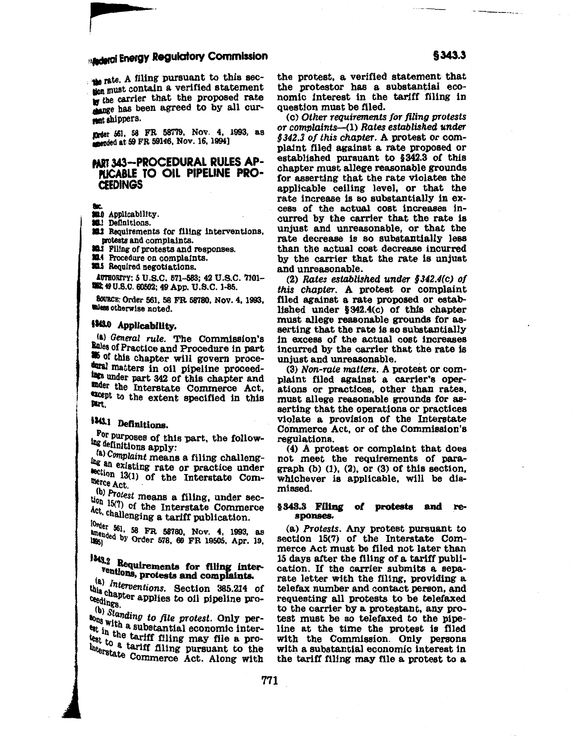the rate. A filing pursuant to this section must contain a verified statement by the carrier that the proposed rate change has been agreed to by all current shippers.

[Order 561, 58 FR 58779, Nov. 4, 1993, as amended at 59 FR 59146, Nov. 16, 1994]

# PART 343—PROCEDURAL RULES APPLICABLE TO OIL PIPELINE PROCEEDINGS

Sec.
343.0 Applicability.
343.1 Definitions.
343.2 Requirements for filing interventions, protests and complaints.
343.3 Filing of protests and responses.
343.4 Procedure on complaints.
343.5 Required negotiations.

AUTHORITY: 5 U.S.C. 571–583; 42 U.S.C. 7101–7352; 49 U.S.C. 60502; 49 App. U.S.C. 1-85.

SOURCE: Order 561, 58 FR 58780, Nov. 4, 1993, unless otherwise noted.

## §343.0 Applicability.

(a) *General rule.* The Commission's Rules of Practice and Procedure in part 385 of this chapter will govern procedural matters in oil pipeline proceedings under part 342 of this chapter and under the Interstate Commerce Act, except to the extent specified in this part.

## §343.1 Definitions.

For purposes of this part, the following definitions apply:

(a) *Complaint* means a filing challenging an existing rate or practice under section 13(1) of the Interstate Commerce Act.

(b) *Protest* means a filing, under section 15(7) of the Interstate Commerce Act, challenging a tariff publication.

[Order 561, 58 FR 58780, Nov. 4, 1993, as amended by Order 578, 60 FR 19505, Apr. 19, 1995]

## §343.2 Requirements for filing interventions, protests and complaints.

(a) *Interventions.* Section 385.214 of this chapter applies to oil pipeline proceedings.

(b) *Standing to file protest.* Only persons with a substantial economic interest in the tariff filing may file a protest to a tariff filing pursuant to the Interstate Commerce Act. Along with the protest, a verified statement that the protestor has a substantial economic interest in the tariff filing in question must be filed.

(c) *Other requirements for filing protests or complaints*—(1) *Rates established under §342.3 of this chapter.* A protest or complaint filed against a rate proposed or established pursuant to §342.3 of this chapter must allege reasonable grounds for asserting that the rate violates the applicable ceiling level, or that the rate increase is so substantially in excess of the actual cost increases incurred by the carrier that the rate is unjust and unreasonable, or that the rate decrease is so substantially less than the actual cost decrease incurred by the carrier that the rate is unjust and unreasonable.

(2) *Rates established under §342.4(c) of this chapter.* A protest or complaint filed against a rate proposed or established under §342.4(c) of this chapter must allege reasonable grounds for asserting that the rate is so substantially in excess of the actual cost increases incurred by the carrier that the rate is unjust and unreasonable.

(3) *Non-rate matters.* A protest or complaint filed against a carrier's operations or practices, other than rates, must allege reasonable grounds for asserting that the operations or practices violate a provision of the Interstate Commerce Act, or of the Commission's regulations.

(4) A protest or complaint that does not meet the requirements of paragraph (b) (1), (2), or (3) of this section, whichever is applicable, will be dismissed.

## §343.3 Filing of protests and responses.

(a) *Protests.* Any protest pursuant to section 15(7) of the Interstate Commerce Act must be filed not later than 15 days after the filing of a tariff publication. If the carrier submits a separate letter with the filing, providing a telefax number and contact person, and requesting all protests to be telefaxed to the carrier by a protestant, any protest must be so telefaxed to the pipeline at the time the protest is filed with the Commission. Only persons with a substantial economic interest in the tariff filing may file a protest to a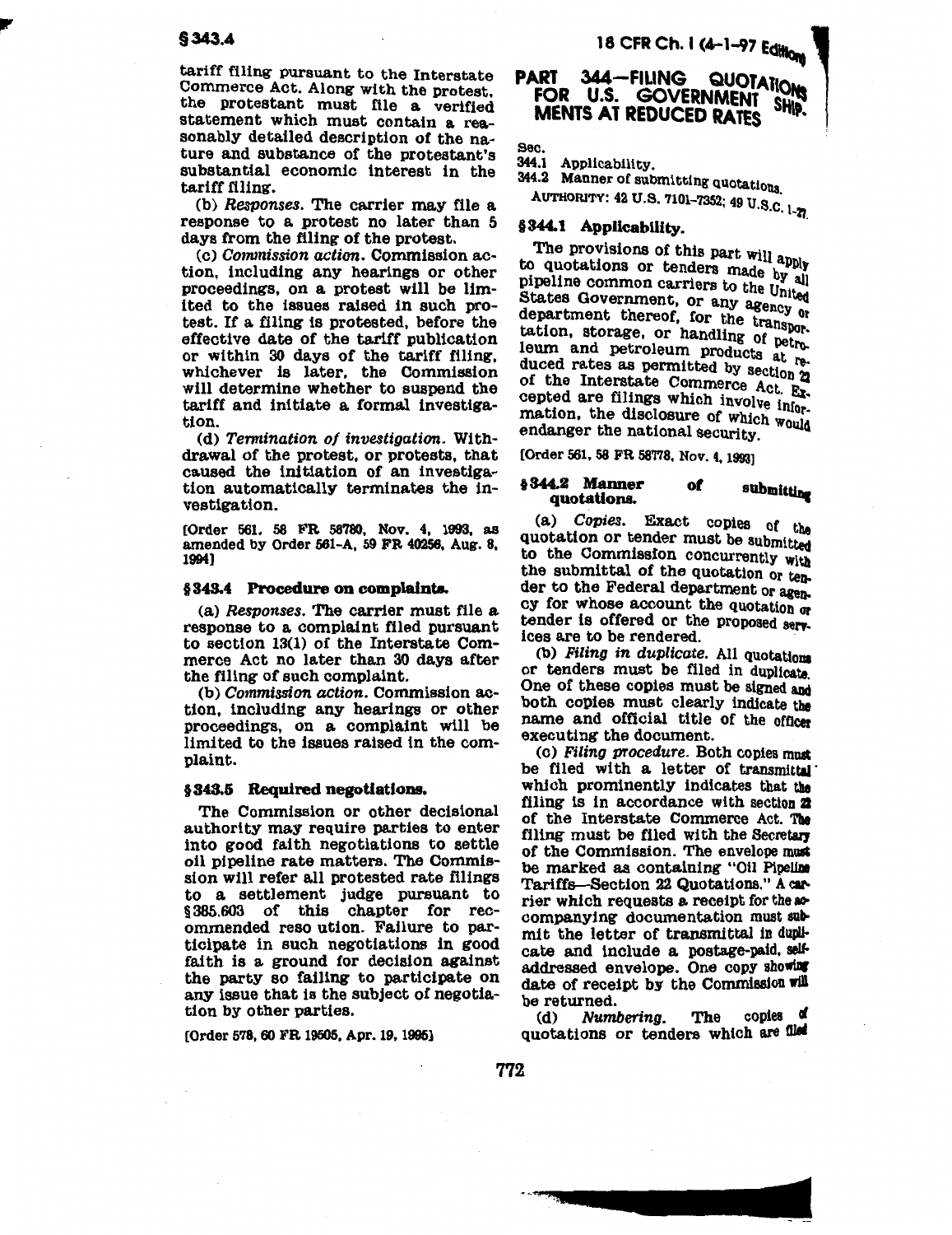tariff filing pursuant to the Interstate Commerce Act. Along with the protest, the protestant must file a verified statement which must contain a reasonably detailed description of the nature and substance of the protestant's substantial economic interest in the tariff filing.

(b) *Responses.* The carrier may file a response to a protest no later than 5 days from the filing of the protest.

(c) *Commission action.* Commission action, including any hearings or other proceedings, on a protest will be limited to the issues raised in such protest. If a filing is protested, before the effective date of the tariff publication or within 30 days of the tariff filing, whichever is later, the Commission will determine whether to suspend the tariff and initiate a formal investigation.

(d) *Termination of investigation.* Withdrawal of the protest, or protests, that caused the initiation of an investigation automatically terminates the investigation.

[Order 561, 58 FR 58780, Nov. 4, 1993, as amended by Order 561-A, 59 FR 40256, Aug. 8, 1994]

### § 343.4 Procedure on complaints.

(a) *Responses.* The carrier must file a response to a complaint filed pursuant to section 13(1) of the Interstate Commerce Act no later than 30 days after the filing of such complaint.

(b) *Commission action.* Commission action, including any hearings or other proceedings, on a complaint will be limited to the issues raised in the complaint.

### § 343.5 Required negotiations.

The Commission or other decisional authority may require parties to enter into good faith negotiations to settle oil pipeline rate matters. The Commission will refer all protested rate filings to a settlement judge pursuant to § 385.603 of this chapter for recommended reso ution. Failure to participate in such negotiations in good faith is a ground for decision against the party so failing to participate on any issue that is the subject of negotiation by other parties.

[Order 578, 60 FR 19505, Apr. 19, 1995]

## PART 344—FILING QUOTATIONS FOR U.S. GOVERNMENT SHIPMENTS AT REDUCED RATES

Sec.
344.1 Applicability.
344.2 Manner of submitting quotations.

AUTHORITY: 42 U.S. 7101-7352; 49 U.S.C. 1-27.

### § 344.1 Applicability.

The provisions of this part will apply to quotations or tenders made by all pipeline common carriers to the United States Government, or any agency or department thereof, for the transportation, storage, or handling of petroleum and petroleum products at reduced rates as permitted by section 22 of the Interstate Commerce Act. Excepted are filings which involve information, the disclosure of which would endanger the national security.

[Order 561, 58 FR 58778, Nov. 4, 1993]

### § 344.2 Manner of submitting quotations.

(a) *Copies.* Exact copies of the quotation or tender must be submitted to the Commission concurrently with the submittal of the quotation or tender to the Federal department or agency for whose account the quotation or tender is offered or the proposed services are to be rendered.

(b) *Filing in duplicate.* All quotations or tenders must be filed in duplicate. One of these copies must be signed and both copies must clearly indicate the name and official title of the officer executing the document.

(c) *Filing procedure.* Both copies must be filed with a letter of transmittal which prominently indicates that the filing is in accordance with section 22 of the Interstate Commerce Act. The filing must be filed with the Secretary of the Commission. The envelope must be marked as containing "Oil Pipeline Tariffs—Section 22 Quotations." A carrier which requests a receipt for the accompanying documentation must submit the letter of transmittal in duplicate and include a postage-paid, self-addressed envelope. One copy showing date of receipt by the Commission will be returned.

(d) *Numbering.* The copies of quotations or tenders which are filed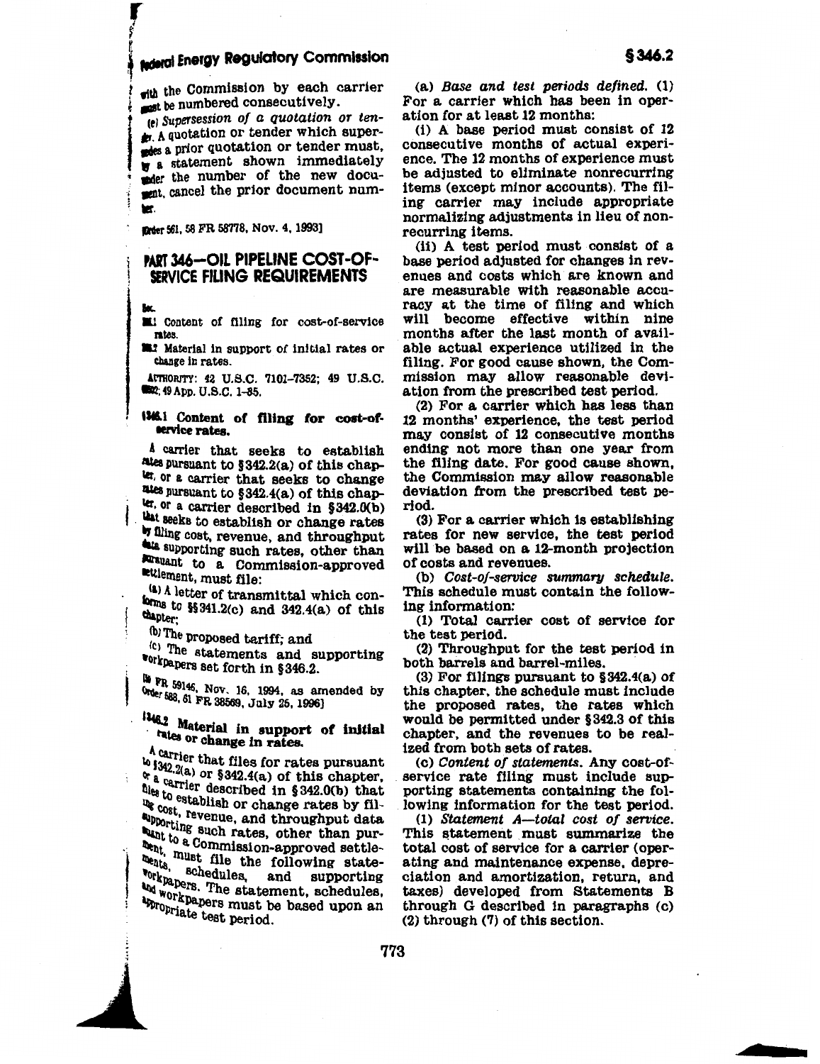with the Commission by each carrier must be numbered consecutively.

(e) *Supersession of a quotation or tender.* A quotation or tender which supersedes a prior quotation or tender must, by a statement shown immediately under the number of the new document, cancel the prior document number.

[Order 561, 58 FR 58778, Nov. 4, 1993]

# PART 346—OIL PIPELINE COST-OF-SERVICE FILING REQUIREMENTS

Sec.

346.1 Content of filing for cost-of-service rates.

346.2 Material in support of initial rates or change in rates.

AUTHORITY: 42 U.S.C. 7101–7352; 49 U.S.C. 60502; 49 App. U.S.C. 1–85.

## § 346.1 Content of filing for cost-of-service rates.

A carrier that seeks to establish rates pursuant to § 342.2(a) of this chapter, or a carrier that seeks to change rates pursuant to § 342.4(a) of this chapter, or a carrier described in § 342.0(b) that seeks to establish or change rates by filing cost, revenue, and throughput data supporting such rates, other than pursuant to a Commission-approved settlement, must file:

(a) A letter of transmittal which conforms to §§ 341.2(c) and 342.4(a) of this chapter;

(b) The proposed tariff; and

(c) The statements and supporting workpapers set forth in § 346.2.

[59 FR 59146, Nov. 16, 1994, as amended by Order 583, 61 FR 38569, July 25, 1996]

## § 346.2 Material in support of initial rates or change in rates.

A carrier that files for rates pursuant to § 342.2(a) or § 342.4(a) of this chapter, or a carrier described in § 342.0(b) that files to establish or change rates by filing cost, revenue, and throughput data supporting such rates, other than pursuant to a Commission-approved settlements, must file the following statements, schedules, and supporting workpapers. The statement, schedules, and workpapers must be based upon an appropriate test period.

(a) *Base and test periods defined.* (1) For a carrier which has been in operation for at least 12 months:

(i) A base period must consist of 12 consecutive months of actual experience. The 12 months of experience must be adjusted to eliminate nonrecurring items (except minor accounts). The filing carrier may include appropriate normalizing adjustments in lieu of nonrecurring items.

(ii) A test period must consist of a base period adjusted for changes in revenues and costs which are known and are measurable with reasonable accuracy at the time of filing and which will become effective within nine months after the last month of available actual experience utilized in the filing. For good cause shown, the Commission may allow reasonable deviation from the prescribed test period.

(2) For a carrier which has less than 12 months' experience, the test period may consist of 12 consecutive months ending not more than one year from the filing date. For good cause shown, the Commission may allow reasonable deviation from the prescribed test period.

(3) For a carrier which is establishing rates for new service, the test period will be based on a 12-month projection of costs and revenues.

(b) *Cost-of-service summary schedule.* This schedule must contain the following information:

(1) Total carrier cost of service for the test period.

(2) Throughput for the test period in both barrels and barrel-miles.

(3) For filings pursuant to § 342.4(a) of this chapter, the schedule must include the proposed rates, the rates which would be permitted under § 342.3 of this chapter, and the revenues to be realized from both sets of rates.

(c) *Content of statements.* Any cost-of-service rate filing must include supporting statements containing the following information for the test period.

(1) *Statement A—total cost of service.* This statement must summarize the total cost of service for a carrier (operating and maintenance expense, depreciation and amortization, return, and taxes) developed from Statements B through G described in paragraphs (c)(2) through (7) of this section.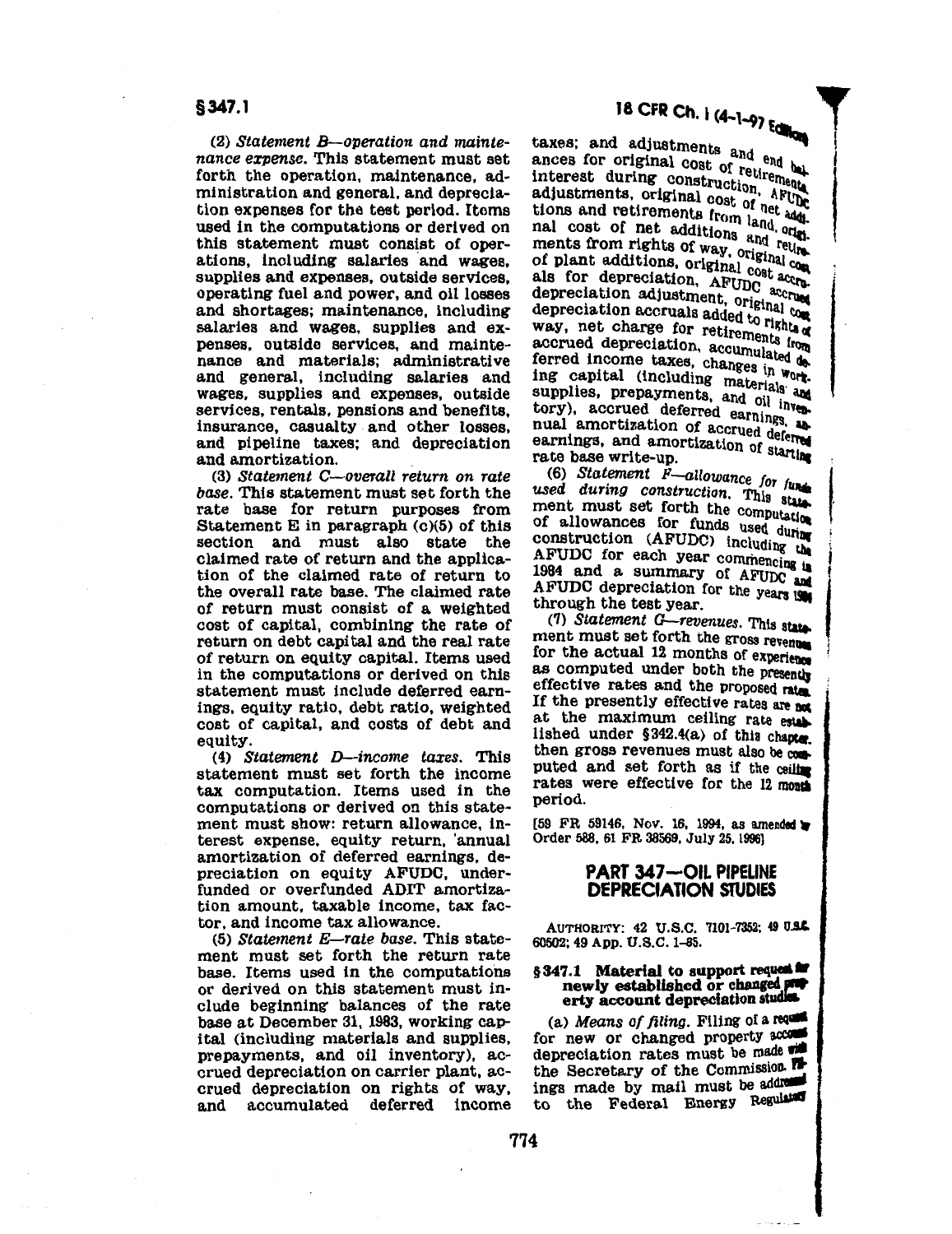(2) *Statement B—operation and maintenance expense.* This statement must set forth the operation, maintenance, administration and general, and depreciation expenses for the test period. Items used in the computations or derived on this statement must consist of operations, including salaries and wages, supplies and expenses, outside services, operating fuel and power, and oil losses and shortages; maintenance, including salaries and wages, supplies and expenses, outside services, and maintenance and materials; administrative and general, including salaries and wages, supplies and expenses, outside services, rentals, pensions and benefits, insurance, casualty and other losses, and pipeline taxes; and depreciation and amortization.

(3) *Statement C—overall return on rate base.* This statement must set forth the rate base for return purposes from Statement E in paragraph (c)(5) of this section and must also state the claimed rate of return and the application of the claimed rate of return to the overall rate base. The claimed rate of return must consist of a weighted cost of capital, combining the rate of return on debt capital and the real rate of return on equity capital. Items used in the computations or derived on this statement must include deferred earnings, equity ratio, debt ratio, weighted cost of capital, and costs of debt and equity.

(4) *Statement D—income taxes.* This statement must set forth the income tax computation. Items used in the computations or derived on this statement must show: return allowance, interest expense, equity return, annual amortization of deferred earnings, depreciation on equity AFUDC, underfunded or overfunded ADIT amortization amount, taxable income, tax factor, and income tax allowance.

(5) *Statement E—rate base.* This statement must set forth the return rate base. Items used in the computations or derived on this statement must include beginning balances of the rate base at December 31, 1983, working capital (including materials and supplies, prepayments, and oil inventory), accrued depreciation on carrier plant, accrued depreciation on rights of way, and accumulated deferred income taxes; and adjustments and end balances for original cost of retirements, interest during construction, AFUDC adjustments, original cost of net additions and retirements from land, original cost of net additions and retirements from rights of way, original cost of plant additions, original cost accruals for depreciation, AFUDC accrued depreciation adjustment, original cost depreciation accruals added to rights of way, net charge for retirements from accrued depreciation, accumulated deferred income taxes, changes in working capital (including materials and supplies, prepayments, and oil inventory), accrued deferred earnings, annual amortization of accrued deferred earnings, and amortization of starting rate base write-up.

(6) *Statement F—allowance for funds used during construction.* This statement must set forth the computation of allowances for funds used during construction (AFUDC) including the AFUDC for each year commencing in 1984 and a summary of AFUDC and AFUDC depreciation for the years 1984 through the test year.

(7) *Statement G—revenues.* This statement must set forth the gross revenues for the actual 12 months of experience as computed under both the presently effective rates and the proposed rates. If the presently effective rates are not at the maximum ceiling rate established under §342.4(a) of this chapter, then gross revenues must also be computed and set forth as if the ceiling rates were effective for the 12 month period.

[59 FR 59146, Nov. 16, 1994, as amended by Order 588, 61 FR 38569, July 25, 1996]

## PART 347—OIL PIPELINE DEPRECIATION STUDIES

AUTHORITY: 42 U.S.C. 7101-7352; 49 U.S.C. 60502; 49 App. U.S.C. 1-85.

### § 347.1 Material to support request for newly established or changed property account depreciation studies.

(a) *Means of filing.* Filing of a request for new or changed property account depreciation rates must be made with the Secretary of the Commission. Filings made by mail must be addressed to the Federal Energy Regulatory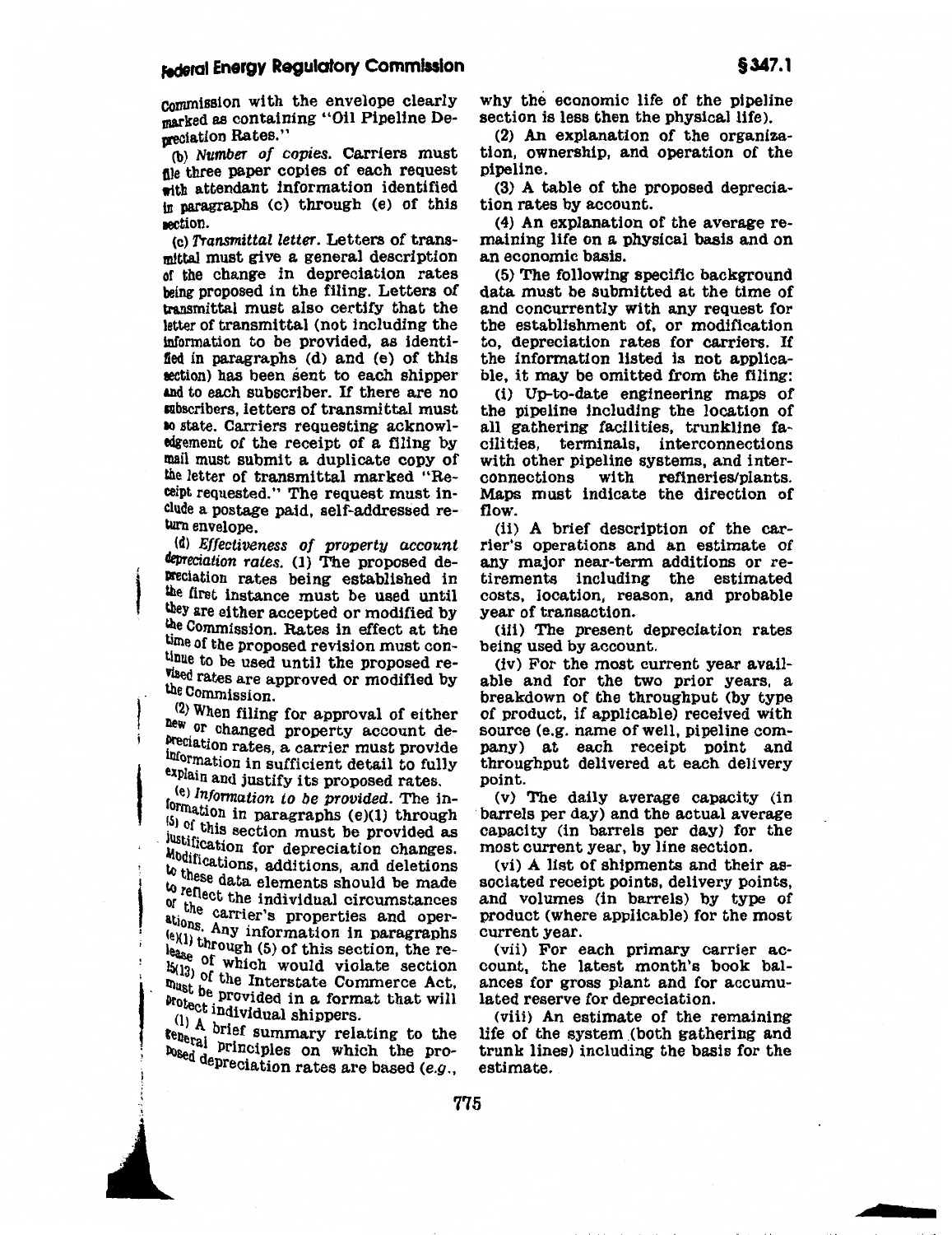Commission with the envelope clearly marked as containing "Oil Pipeline Depreciation Rates."

(b) *Number of copies.* Carriers must file three paper copies of each request with attendant information identified in paragraphs (c) through (e) of this section.

(c) *Transmittal letter.* Letters of transmittal must give a general description of the change in depreciation rates being proposed in the filing. Letters of transmittal must also certify that the letter of transmittal (not including the information to be provided, as identified in paragraphs (d) and (e) of this section) has been sent to each shipper and to each subscriber. If there are no subscribers, letters of transmittal must so state. Carriers requesting acknowledgement of the receipt of a filing by mail must submit a duplicate copy of the letter of transmittal marked "Receipt requested." The request must include a postage paid, self-addressed return envelope.

(d) *Effectiveness of property account depreciation rates.* (1) The proposed depreciation rates being established in the first instance must be used until they are either accepted or modified by the Commission. Rates in effect at the time of the proposed revision must continue to be used until the proposed revised rates are approved or modified by the Commission.

(2) When filing for approval of either new or changed property account depreciation rates, a carrier must provide information in sufficient detail to fully explain and justify its proposed rates.

(e) *Information to be provided.* The information in paragraphs (e)(1) through (5) of this section must be provided as justification for depreciation changes. Modifications, additions, and deletions to these data elements should be made to reflect the individual circumstances of the carrier's properties and operations. Any information in paragraphs (e)(1) through (5) of this section, the release of which would violate section 15(13) of the Interstate Commerce Act, must be provided in a format that will protect individual shippers.

(1) A brief summary relating to the general principles on which the proposed depreciation rates are based (*e.g.*, why the economic life of the pipeline section is less then the physical life).

(2) An explanation of the organization, ownership, and operation of the pipeline.

(3) A table of the proposed depreciation rates by account.

(4) An explanation of the average remaining life on a physical basis and on an economic basis.

(5) The following specific background data must be submitted at the time of and concurrently with any request for the establishment of, or modification to, depreciation rates for carriers. If the information listed is not applicable, it may be omitted from the filing:

(i) Up-to-date engineering maps of the pipeline including the location of all gathering facilities, trunkline facilities, terminals, interconnections with other pipeline systems, and interconnections with refineries/plants. Maps must indicate the direction of flow.

(ii) A brief description of the carrier's operations and an estimate of any major near-term additions or retirements including the estimated costs, location, reason, and probable year of transaction.

(iii) The present depreciation rates being used by account.

(iv) For the most current year available and for the two prior years, a breakdown of the throughput (by type of product, if applicable) received with source (e.g. name of well, pipeline company) at each receipt point and throughput delivered at each delivery point.

(v) The daily average capacity (in barrels per day) and the actual average capacity (in barrels per day) for the most current year, by line section.

(vi) A list of shipments and their associated receipt points, delivery points, and volumes (in barrels) by type of product (where applicable) for the most current year.

(vii) For each primary carrier account, the latest month's book balances for gross plant and for accumulated reserve for depreciation.

(viii) An estimate of the remaining life of the system (both gathering and trunk lines) including the basis for the estimate.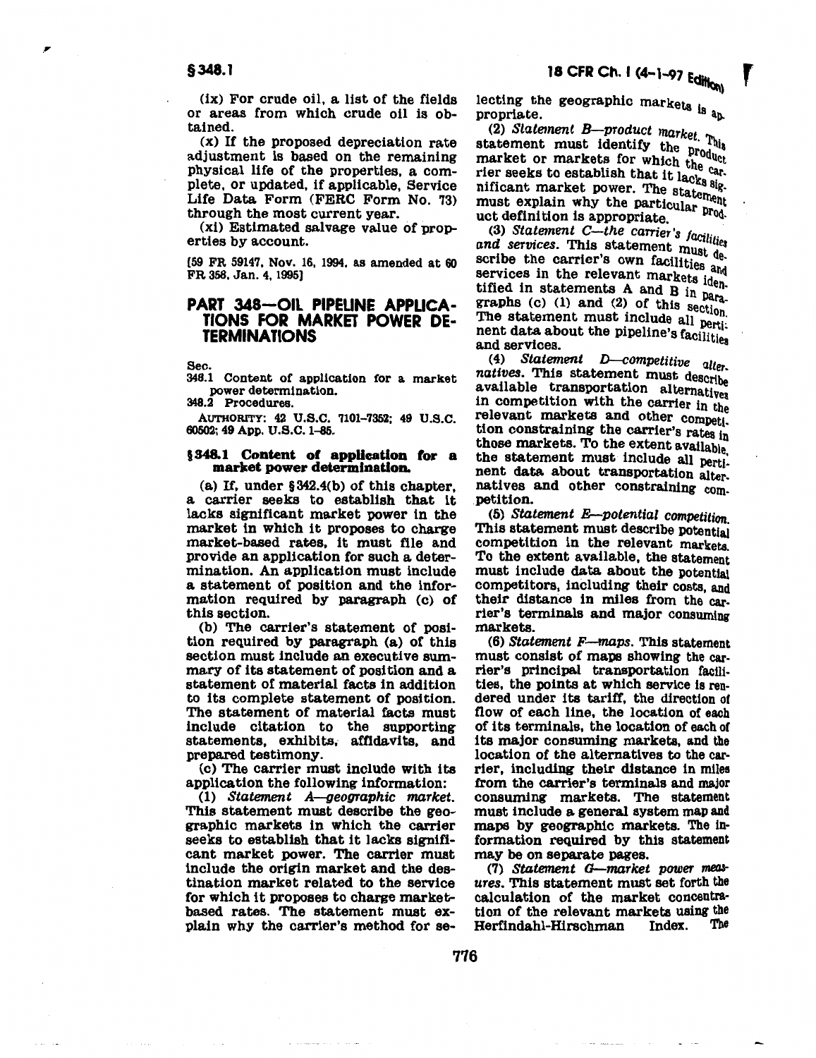(ix) For crude oil, a list of the fields or areas from which crude oil is obtained.

(x) If the proposed depreciation rate adjustment is based on the remaining physical life of the properties, a complete, or updated, if applicable, Service Life Data Form (FERC Form No. 73) through the most current year.

(xi) Estimated salvage value of properties by account.

[59 FR 59147, Nov. 16, 1994, as amended at 60 FR 358, Jan. 4, 1995]

## PART 348—OIL PIPELINE APPLICATIONS FOR MARKET POWER DETERMINATIONS

Sec.
348.1 Content of application for a market power determination.
348.2 Procedures.

AUTHORITY: 42 U.S.C. 7101–7352; 49 U.S.C. 60502; 49 App. U.S.C. 1–85.

### § 348.1 Content of application for a market power determination.

(a) If, under § 342.4(b) of this chapter, a carrier seeks to establish that it lacks significant market power in the market in which it proposes to charge market-based rates, it must file and provide an application for such a determination. An application must include a statement of position and the information required by paragraph (c) of this section.

(b) The carrier's statement of position required by paragraph (a) of this section must include an executive summary of its statement of position and a statement of material facts in addition to its complete statement of position. The statement of material facts must include citation to the supporting statements, exhibits, affidavits, and prepared testimony.

(c) The carrier must include with its application the following information:

(1) *Statement A—geographic market.* This statement must describe the geographic markets in which the carrier seeks to establish that it lacks significant market power. The carrier must include the origin market and the destination market related to the service for which it proposes to charge market-based rates. The statement must explain why the carrier's method for selecting the geographic markets is appropriate.

(2) *Statement B—product market.* This statement must identify the product market or markets for which the carrier seeks to establish that it lacks significant market power. The statement must explain why the particular product definition is appropriate.

(3) *Statement C—the carrier's facilities and services.* This statement must describe the carrier's own facilities and services in the relevant markets identified in statements A and B in paragraphs (c) (1) and (2) of this section. The statement must include all pertinent data about the pipeline's facilities and services.

(4) *Statement D—competitive alternatives.* This statement must describe available transportation alternatives in competition with the carrier in the relevant markets and other competition constraining the carrier's rates in those markets. To the extent available, the statement must include all pertinent data about transportation alternatives and other constraining competition.

(5) *Statement E—potential competition.* This statement must describe potential competition in the relevant markets. To the extent available, the statement must include data about the potential competitors, including their costs, and their distance in miles from the carrier's terminals and major consuming markets.

(6) *Statement F—maps.* This statement must consist of maps showing the carrier's principal transportation facilities, the points at which service is rendered under its tariff, the direction of flow of each line, the location of each of its terminals, the location of each of its major consuming markets, and the location of the alternatives to the carrier, including their distance in miles from the carrier's terminals and major consuming markets. The statement must include a general system map and maps by geographic markets. The information required by this statement may be on separate pages.

(7) *Statement G—market power measures.* This statement must set forth the calculation of the market concentration of the relevant markets using the Herfindahl-Hirschman Index. The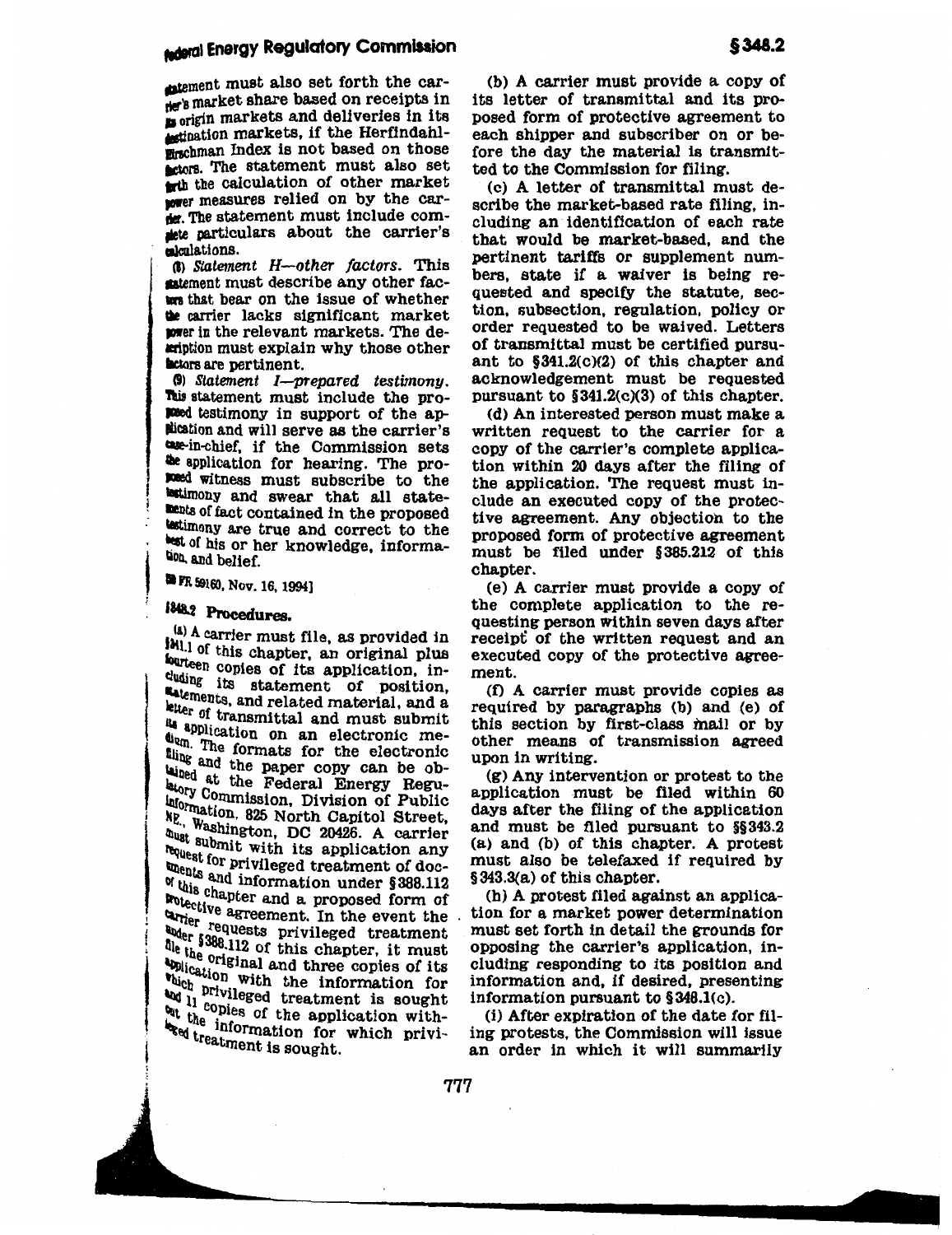statement must also set forth the carrier's market share based on receipts in its origin markets and deliveries in its destination markets, if the Herfindahl-Hirschman Index is not based on those factors. The statement must also set forth the calculation of other market power measures relied on by the carrier. The statement must include complete particulars about the carrier's calculations.

(8) *Statement H—other factors.* This statement must describe any other factors that bear on the issue of whether the carrier lacks significant market power in the relevant markets. The description must explain why those other factors are pertinent.

(9) *Statement I—prepared testimony.* This statement must include the proposed testimony in support of the application and will serve as the carrier's case-in-chief, if the Commission sets the application for hearing. The proposed witness must subscribe to the testimony and swear that all statements of fact contained in the proposed testimony are true and correct to the best of his or her knowledge, information, and belief.

[59 FR 59160, Nov. 16, 1994]

## §348.2 Procedures.

(a) A carrier must file, as provided in §341.1 of this chapter, an original plus fourteen copies of its application, including its statement of position, statements, and related material, and a letter of transmittal and must submit its application on an electronic medium. The formats for the electronic filing and the paper copy can be obtained at the Federal Energy Regulatory Commission, Division of Public Information, 825 North Capitol Street, NE., Washington, DC 20426. A carrier must submit with its application any request for privileged treatment of documents and information under §388.112 of this chapter and a proposed form of protective agreement. In the event the carrier requests privileged treatment under §388.112 of this chapter, it must file the original and three copies of its application with the information for which privileged treatment is sought and 11 copies of the application without the information for which privileged treatment is sought.

(b) A carrier must provide a copy of its letter of transmittal and its proposed form of protective agreement to each shipper and subscriber on or before the day the material is transmitted to the Commission for filing.

(c) A letter of transmittal must describe the market-based rate filing, including an identification of each rate that would be market-based, and the pertinent tariffs or supplement numbers, state if a waiver is being requested and specify the statute, section, subsection, regulation, policy or order requested to be waived. Letters of transmittal must be certified pursuant to §341.2(c)(2) of this chapter and acknowledgement must be requested pursuant to §341.2(c)(3) of this chapter.

(d) An interested person must make a written request to the carrier for a copy of the carrier's complete application within 20 days after the filing of the application. The request must include an executed copy of the protective agreement. Any objection to the proposed form of protective agreement must be filed under §385.212 of this chapter.

(e) A carrier must provide a copy of the complete application to the requesting person within seven days after receipt of the written request and an executed copy of the protective agreement.

(f) A carrier must provide copies as required by paragraphs (b) and (e) of this section by first-class mail or by other means of transmission agreed upon in writing.

(g) Any intervention or protest to the application must be filed within 60 days after the filing of the application and must be filed pursuant to §§343.2 (a) and (b) of this chapter. A protest must also be telefaxed if required by §343.3(a) of this chapter.

(h) A protest filed against an application for a market power determination must set forth in detail the grounds for opposing the carrier's application, including responding to its position and information and, if desired, presenting information pursuant to §348.1(c).

(i) After expiration of the date for filing protests, the Commission will issue an order in which it will summarily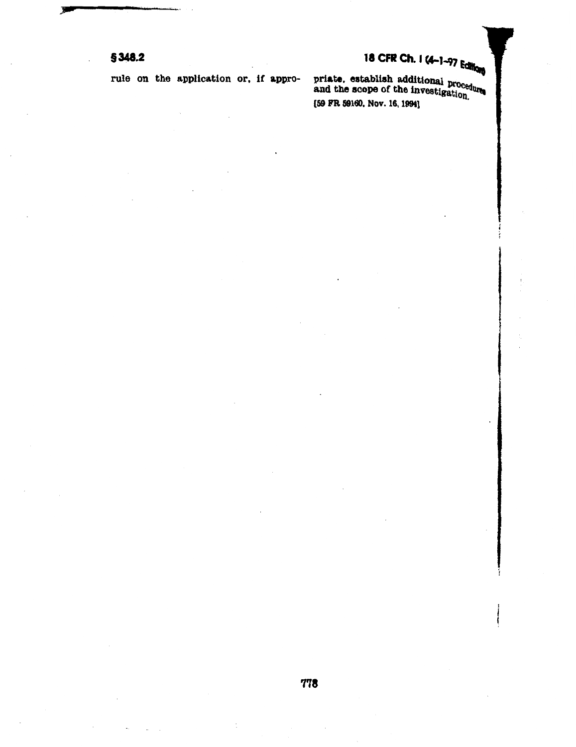rule on the application or, if appropriate, establish additional procedures and the scope of the investigation.

[59 FR 59160, Nov. 16, 1994]